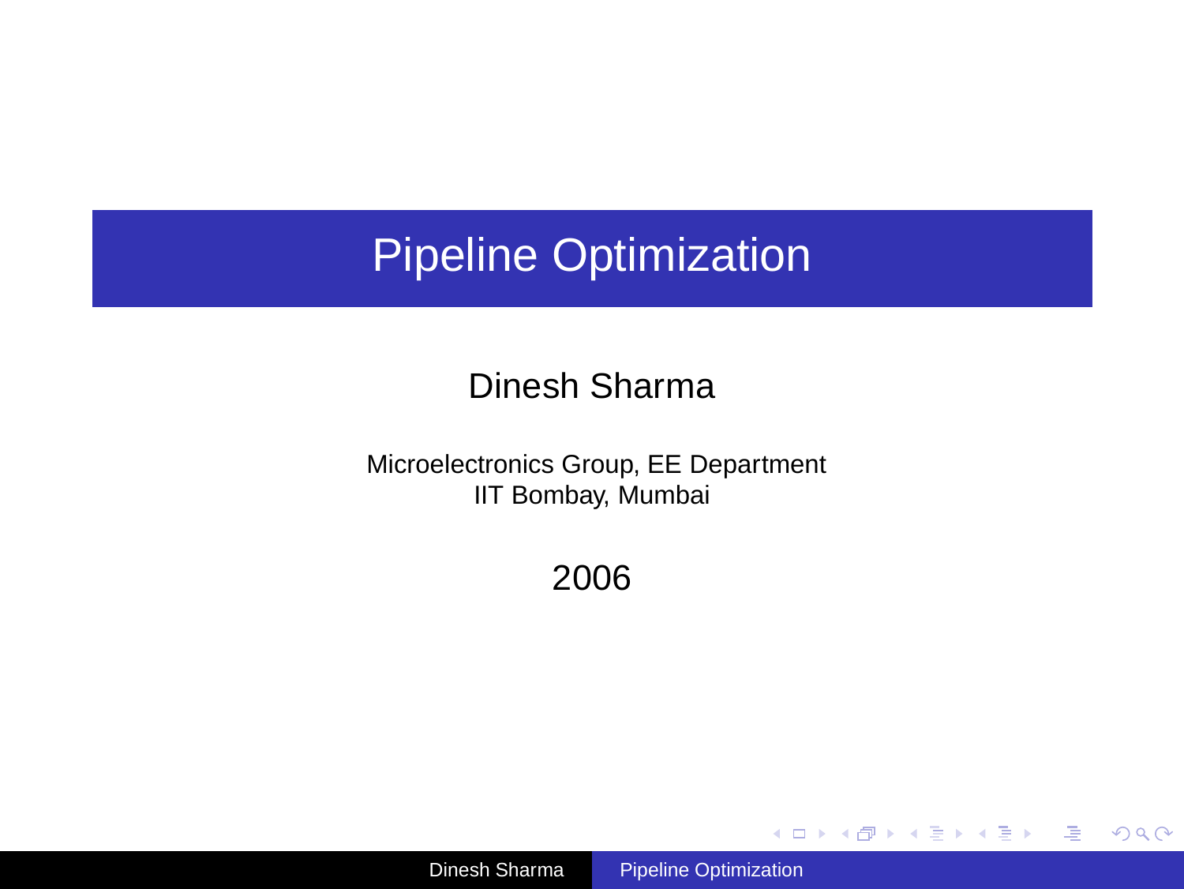# Pipeline Optimization

Dinesh Sharma

Microelectronics Group, EE Department
IIT Bombay, Mumbai

2006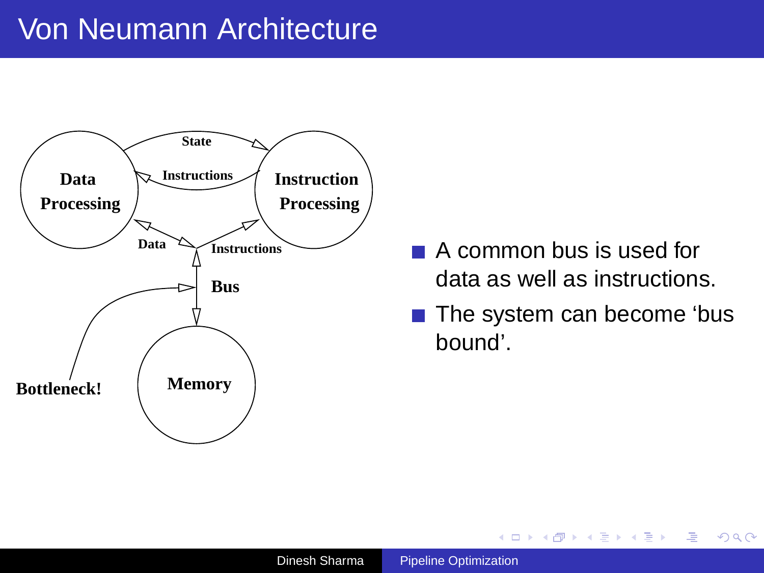# Von Neumann Architecture

Data Processing

Instruction Processing

State

Instructions

Data

Instructions

Bus

Memory

Bottleneck!

- A common bus is used for data as well as instructions.
- The system can become 'bus bound'.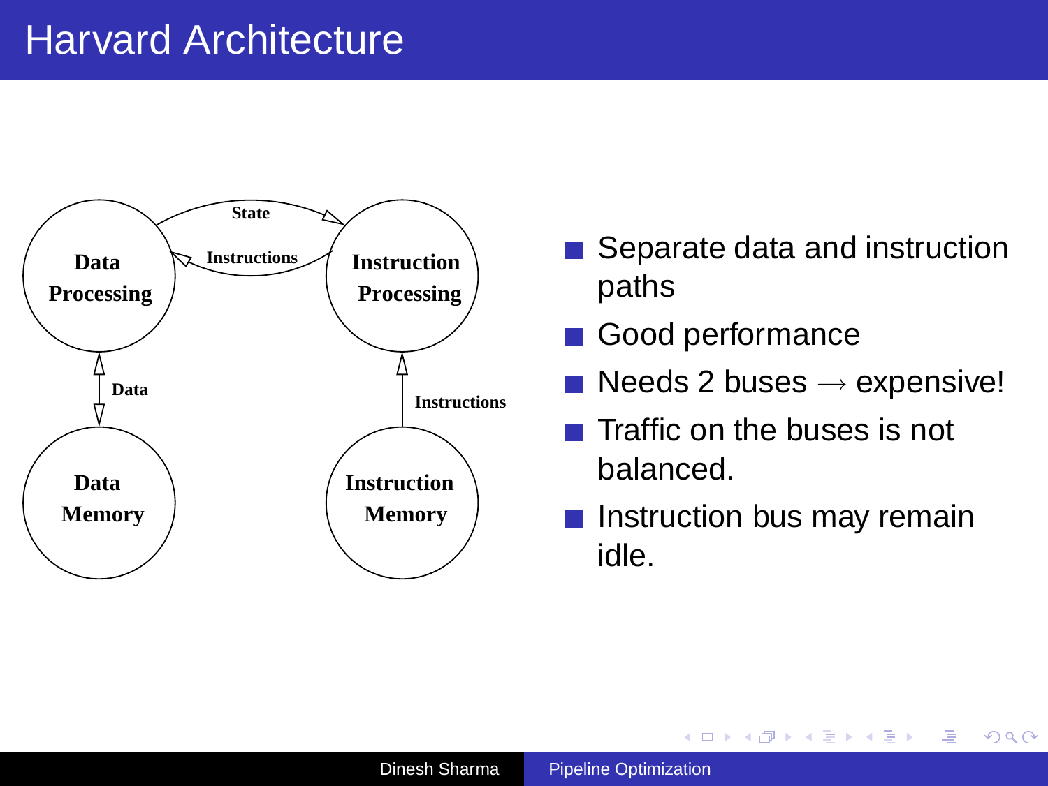# Harvard Architecture

Data Processing

Instruction Processing

State

Instructions

Data

Instructions

Data Memory

Instruction Memory

- Separate data and instruction paths
- Good performance
- Needs 2 buses $\rightarrow$ expensive!
- Traffic on the buses is not balanced.
- Instruction bus may remain idle.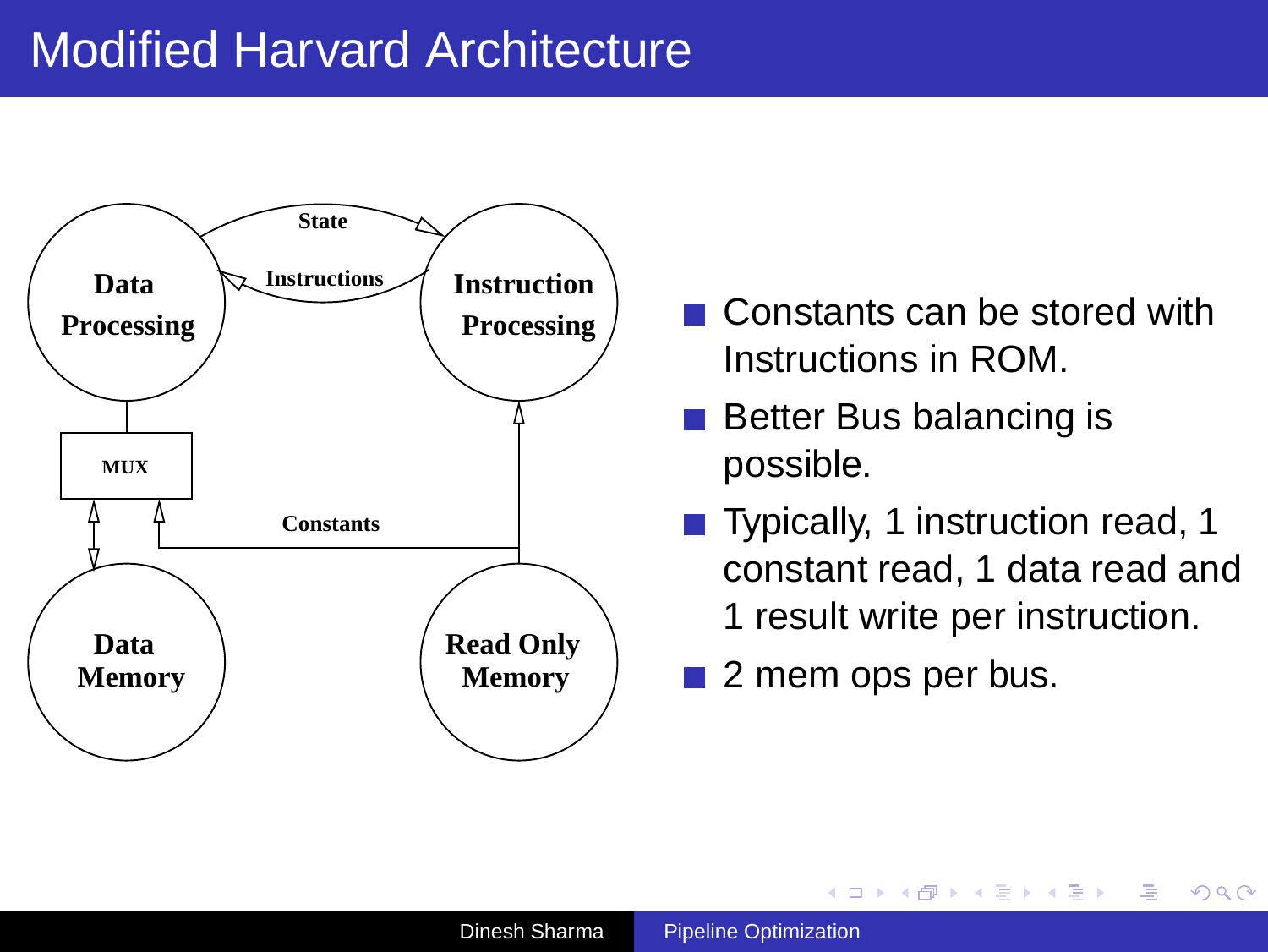# Modified Harvard Architecture

State

Instructions

Data Processing

Instruction Processing

MUX

Constants

Data Memory

Read Only Memory

- Constants can be stored with Instructions in ROM.
- Better Bus balancing is possible.
- Typically, 1 instruction read, 1 constant read, 1 data read and 1 result write per instruction.
- 2 mem ops per bus.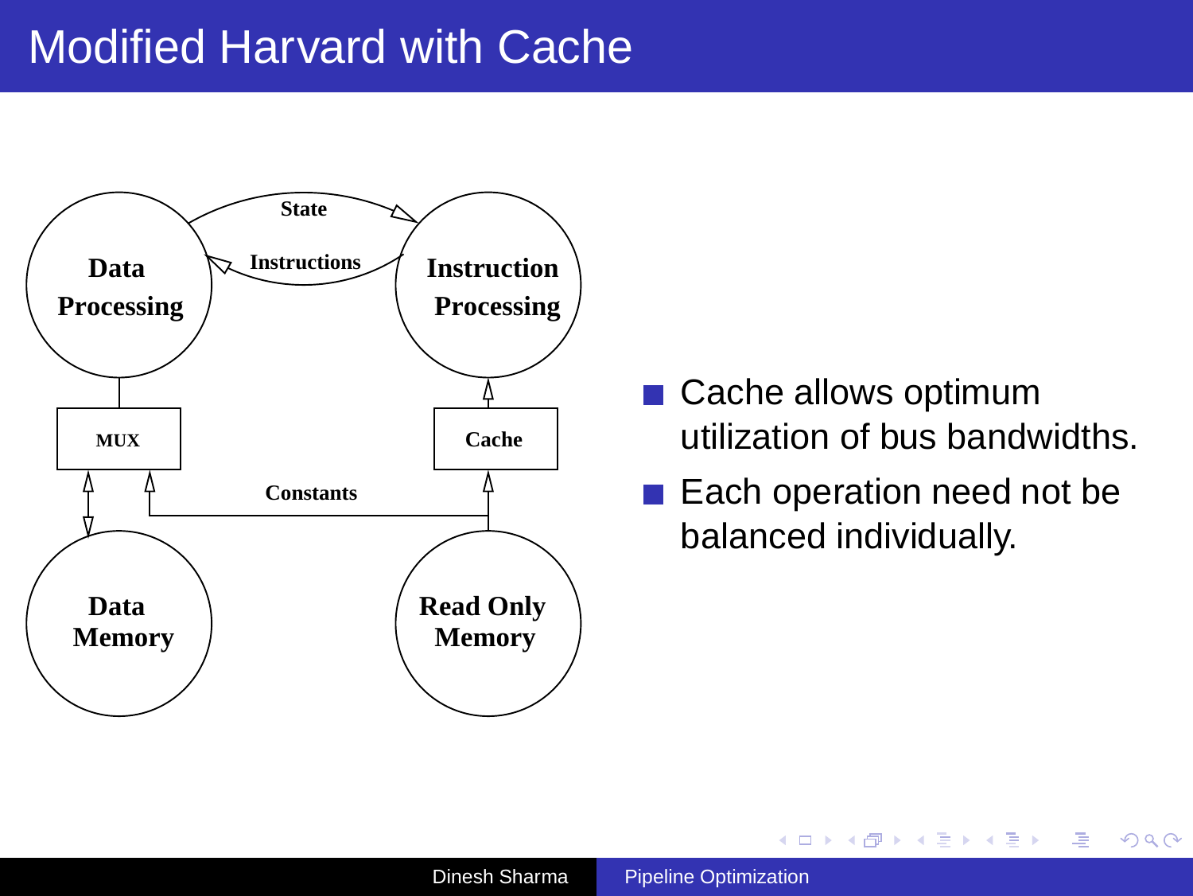# Modified Harvard with Cache

Data Processing

Instruction Processing

State

Instructions

MUX

Cache

Constants

Data Memory

Read Only Memory

- Cache allows optimum utilization of bus bandwidths.
- Each operation need not be balanced individually.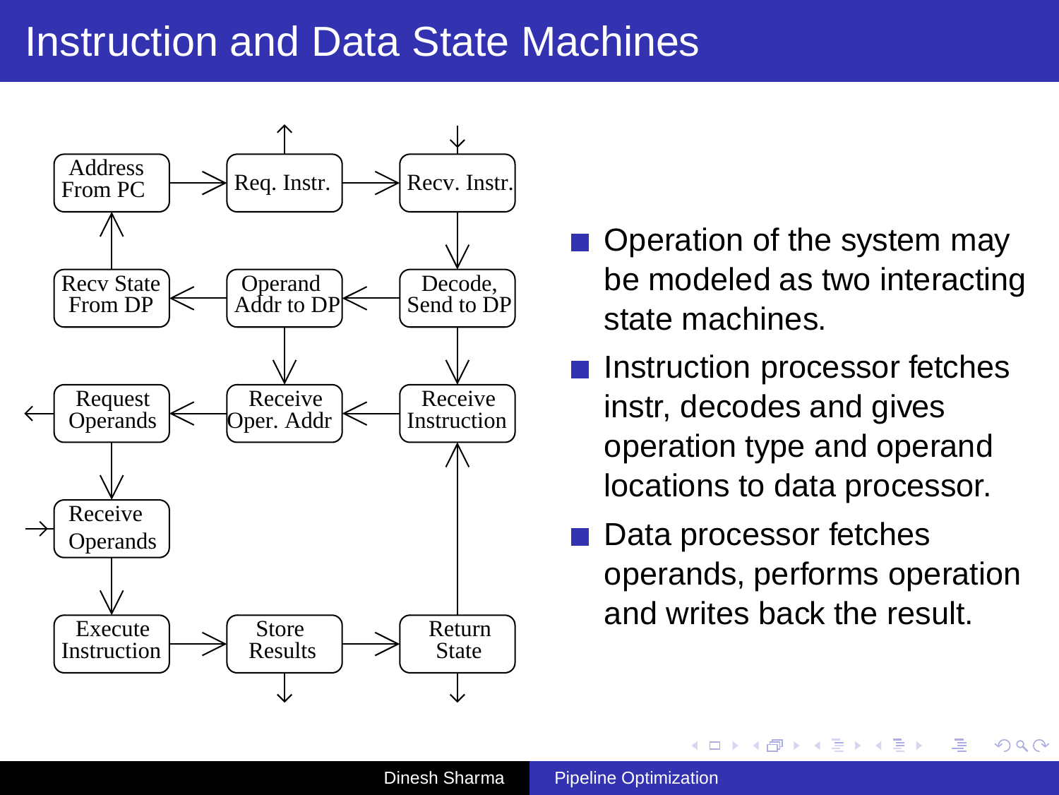# Instruction and Data State Machines

Address From PC → Req. Instr. → Recv. Instr. → Decode, Send to DP → Operand Addr to DP → Recv State From DP → Address From PC

Decode, Send to DP → Receive Instruction → Receive Oper. Addr → Request Operands → Receive Operands → Execute Instruction → Store Results → Return State → Receive Instruction

Operand Addr to DP → Receive Oper. Addr

- Operation of the system may be modeled as two interacting state machines.
- Instruction processor fetches instr, decodes and gives operation type and operand locations to data processor.
- Data processor fetches operands, performs operation and writes back the result.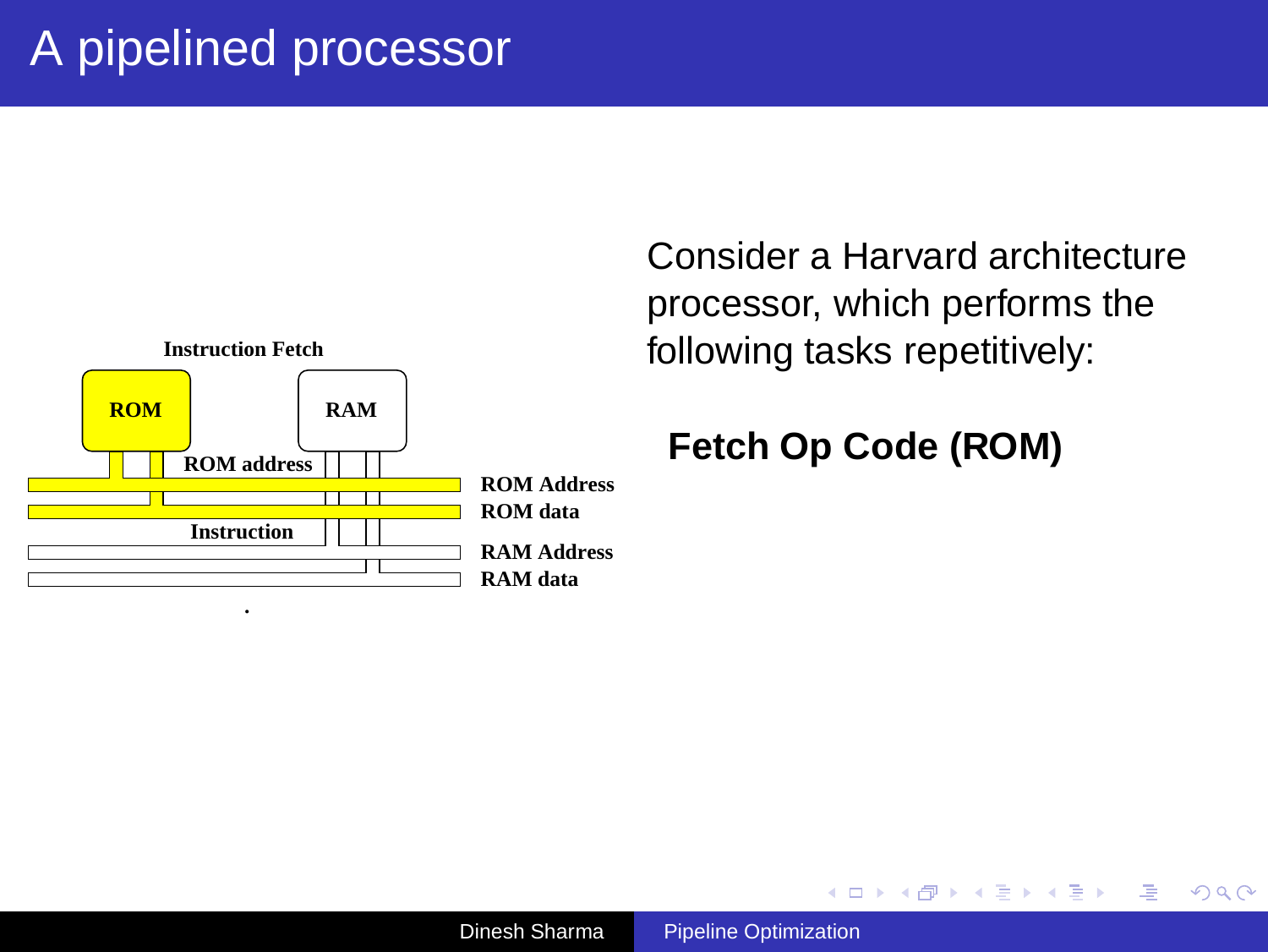# A pipelined processor

Instruction Fetch

ROM

RAM

ROM address

Instruction

ROM Address

ROM data

RAM Address

RAM data

Consider a Harvard architecture processor, which performs the following tasks repetitively:

**Fetch Op Code (ROM)**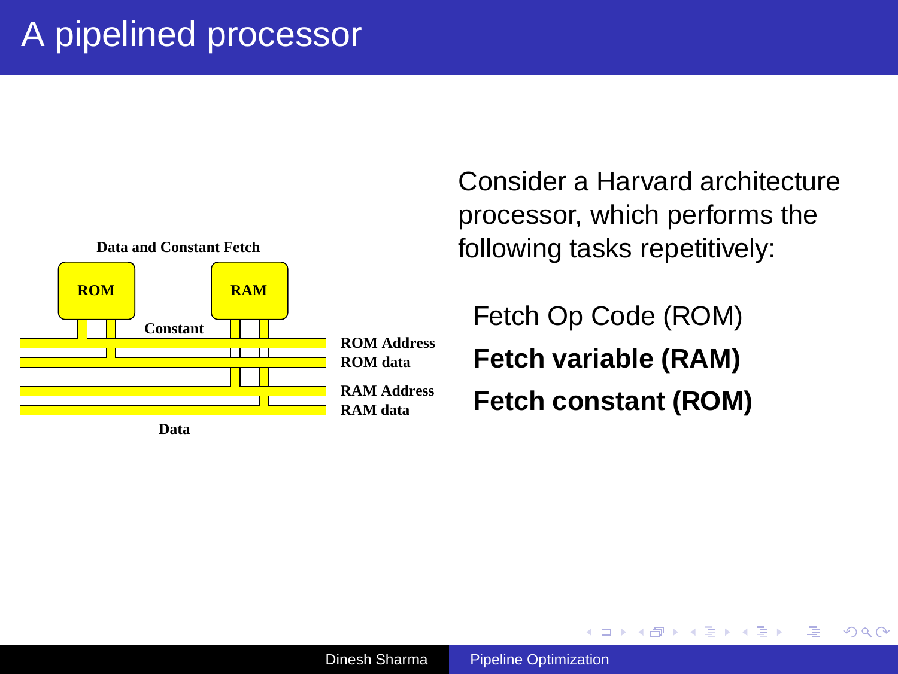# A pipelined processor

Data and Constant Fetch

ROM

RAM

Constant

ROM Address

ROM data

RAM Address

RAM data

Data

Consider a Harvard architecture processor, which performs the following tasks repetitively:

Fetch Op Code (ROM)

**Fetch variable (RAM)**

**Fetch constant (ROM)**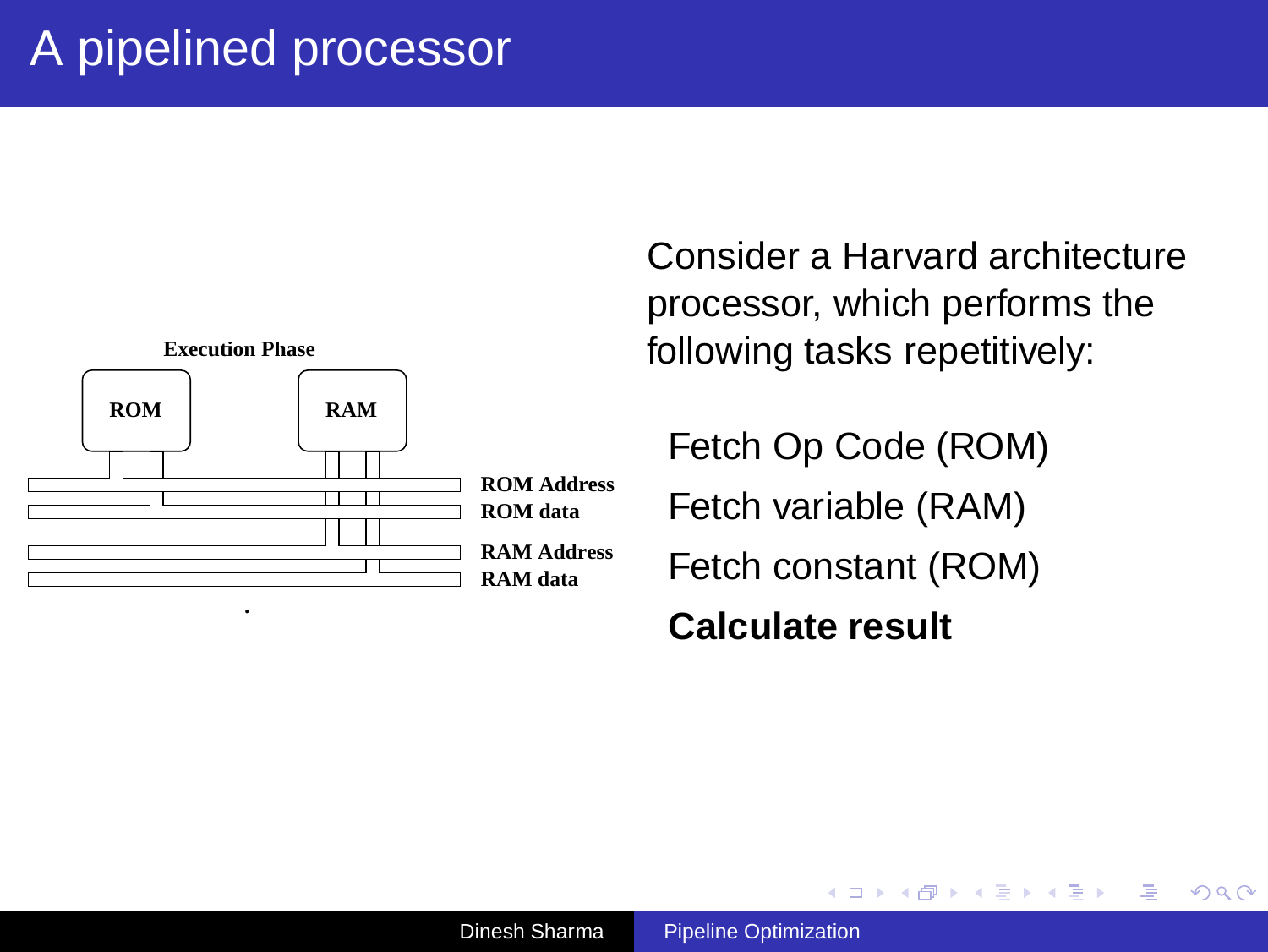# A pipelined processor

Execution Phase

ROM

RAM

ROM Address

ROM data

RAM Address

RAM data

Consider a Harvard architecture processor, which performs the following tasks repetitively:

Fetch Op Code (ROM)

Fetch variable (RAM)

Fetch constant (ROM)

**Calculate result**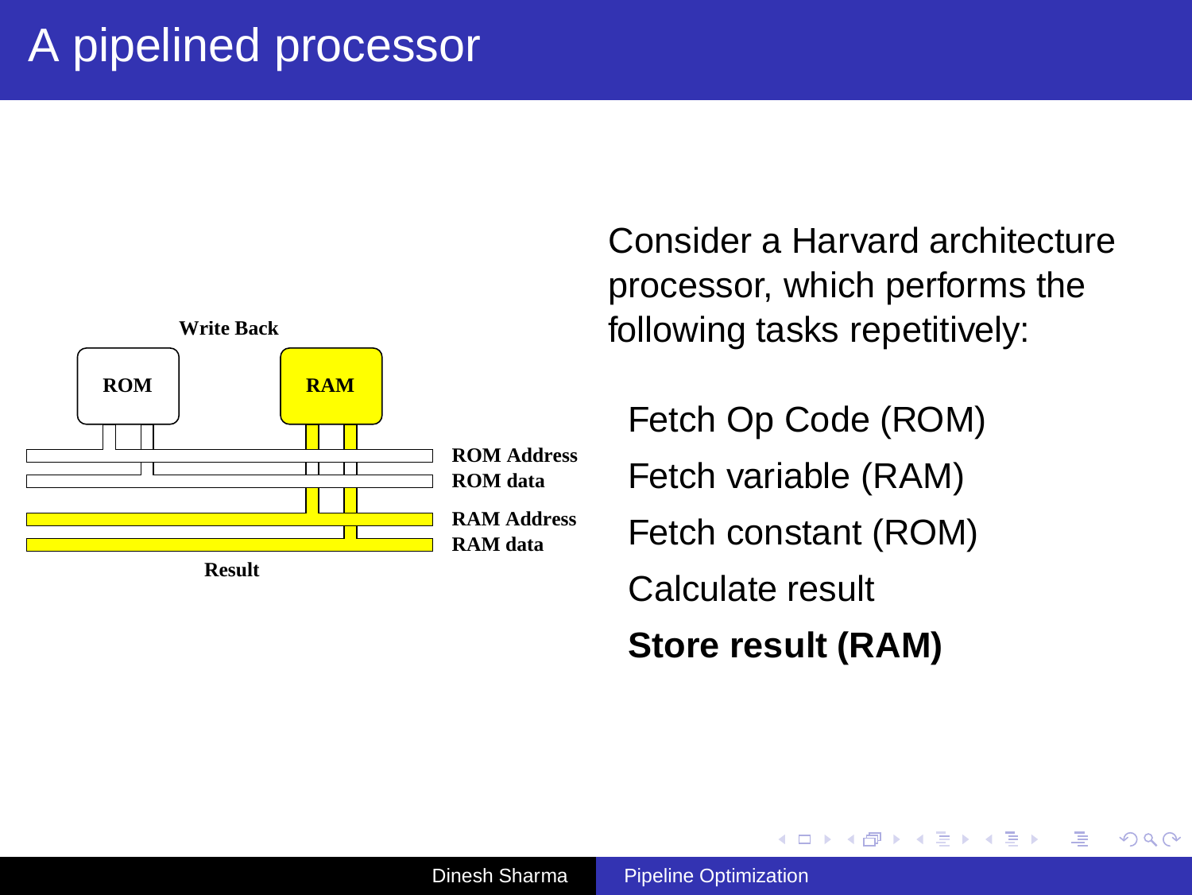# A pipelined processor

Write Back

ROM

RAM

ROM Address

ROM data

RAM Address

RAM data

Result

Consider a Harvard architecture processor, which performs the following tasks repetitively:

Fetch Op Code (ROM)

Fetch variable (RAM)

Fetch constant (ROM)

Calculate result

**Store result (RAM)**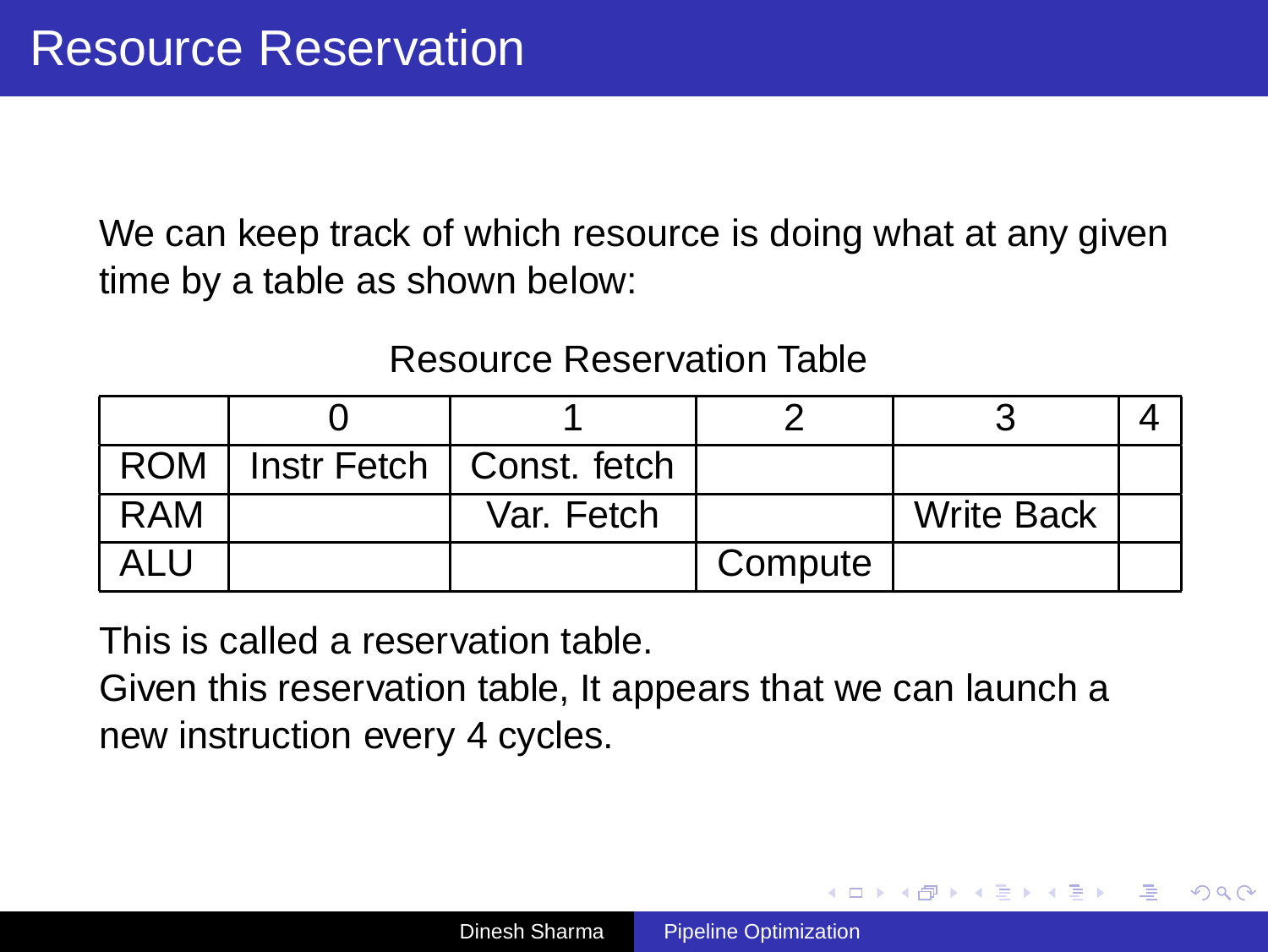# Resource Reservation

We can keep track of which resource is doing what at any given time by a table as shown below:

Resource Reservation Table

| | 0 | 1 | 2 | 3 | 4 |
|---|---|---|---|---|---|
| ROM | Instr Fetch | Const. fetch | | | |
| RAM | | Var. Fetch | | Write Back | |
| ALU | | | Compute | | |

This is called a reservation table.
Given this reservation table, It appears that we can launch a new instruction every 4 cycles.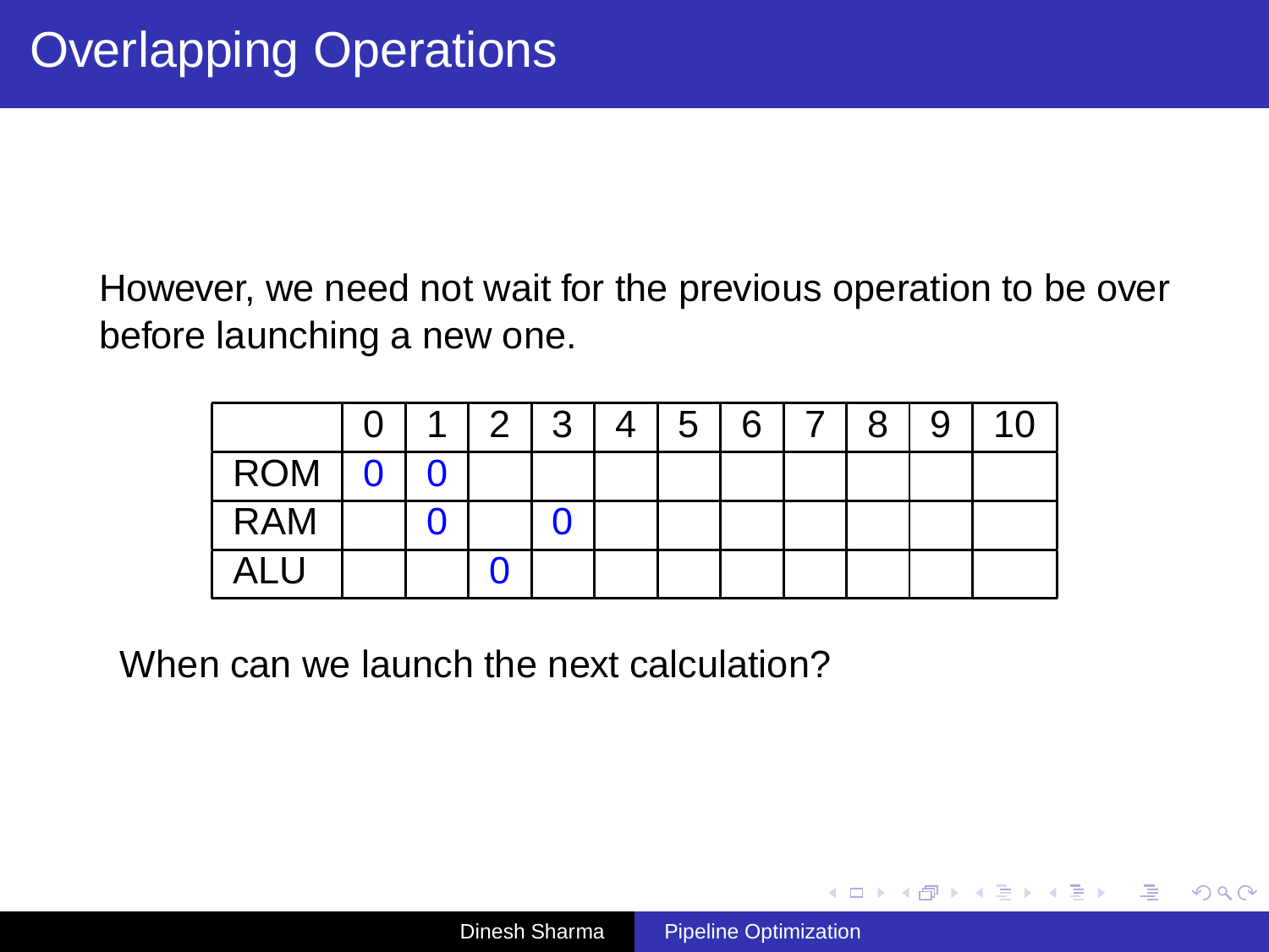# Overlapping Operations

However, we need not wait for the previous operation to be over before launching a new one.

| | 0 | 1 | 2 | 3 | 4 | 5 | 6 | 7 | 8 | 9 | 10 |
|---|---|---|---|---|---|---|---|---|---|---|---|
| ROM | 0 | 0 | | | | | | | | | |
| RAM | | 0 | | 0 | | | | | | | |
| ALU | | | 0 | | | | | | | | |

When can we launch the next calculation?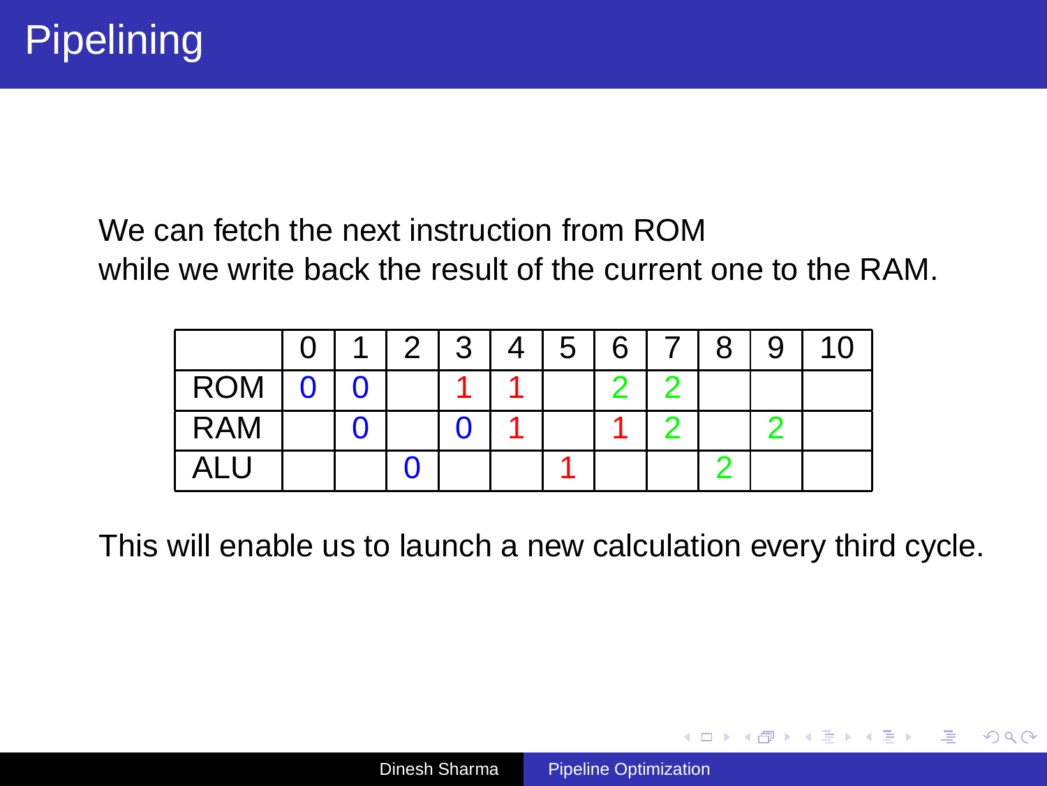# Pipelining

We can fetch the next instruction from ROM
while we write back the result of the current one to the RAM.

| | 0 | 1 | 2 | 3 | 4 | 5 | 6 | 7 | 8 | 9 | 10 |
|---|---|---|---|---|---|---|---|---|---|---|---|
| ROM | 0 | 0 | | 1 | 1 | | 2 | 2 | | | |
| RAM | | 0 | | 0 | 1 | | 1 | 2 | | 2 | |
| ALU | | | 0 | | | 1 | | | 2 | | |

This will enable us to launch a new calculation every third cycle.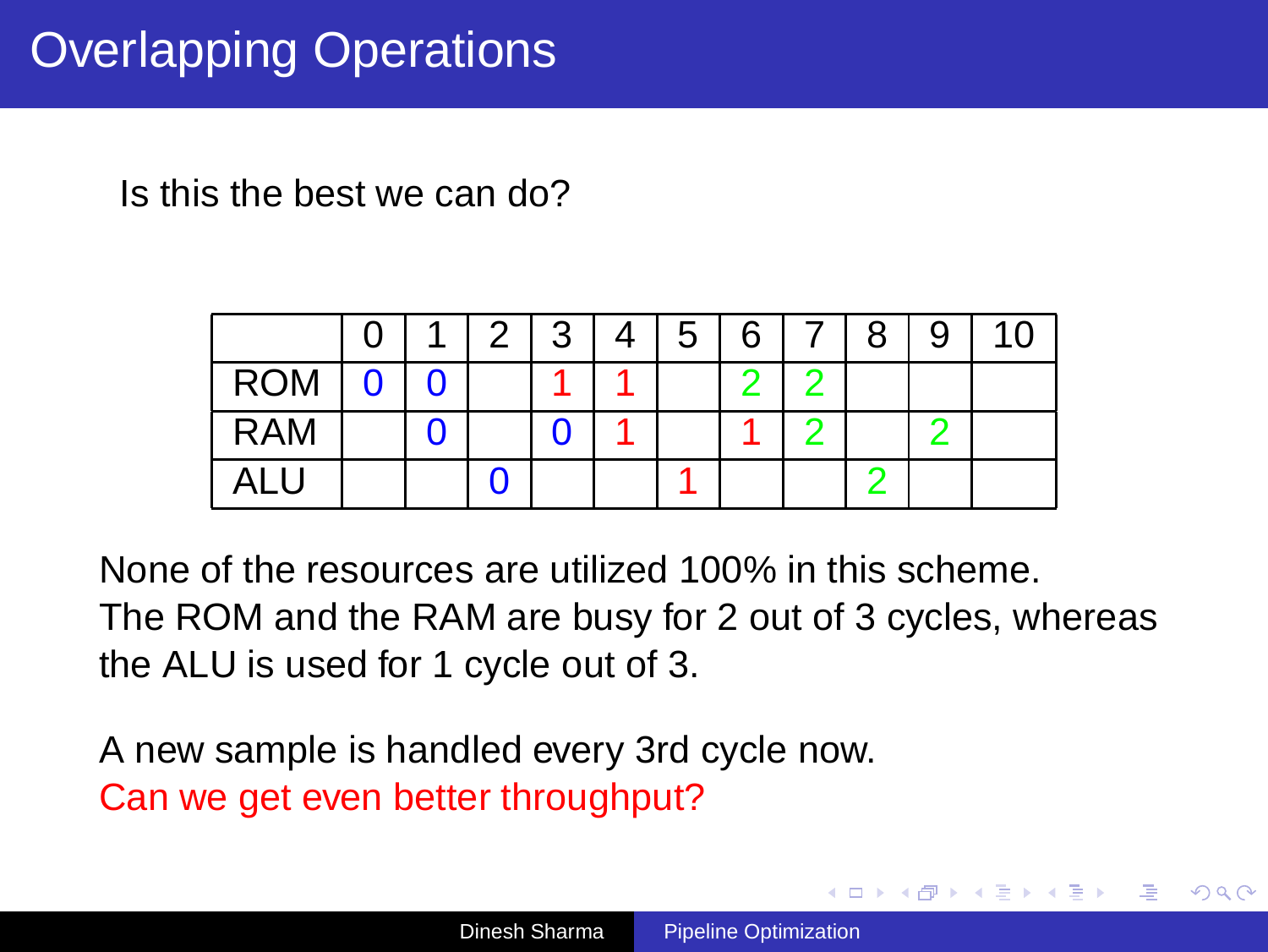# Overlapping Operations

Is this the best we can do?

| | 0 | 1 | 2 | 3 | 4 | 5 | 6 | 7 | 8 | 9 | 10 |
|---|---|---|---|---|---|---|---|---|---|---|---|
| ROM | 0 | 0 | | 1 | 1 | | 2 | 2 | | | |
| RAM | | 0 | | 0 | 1 | | 1 | 2 | | 2 | |
| ALU | | | 0 | | | 1 | | | 2 | | |

None of the resources are utilized 100% in this scheme.
The ROM and the RAM are busy for 2 out of 3 cycles, whereas the ALU is used for 1 cycle out of 3.

A new sample is handled every 3rd cycle now.
Can we get even better throughput?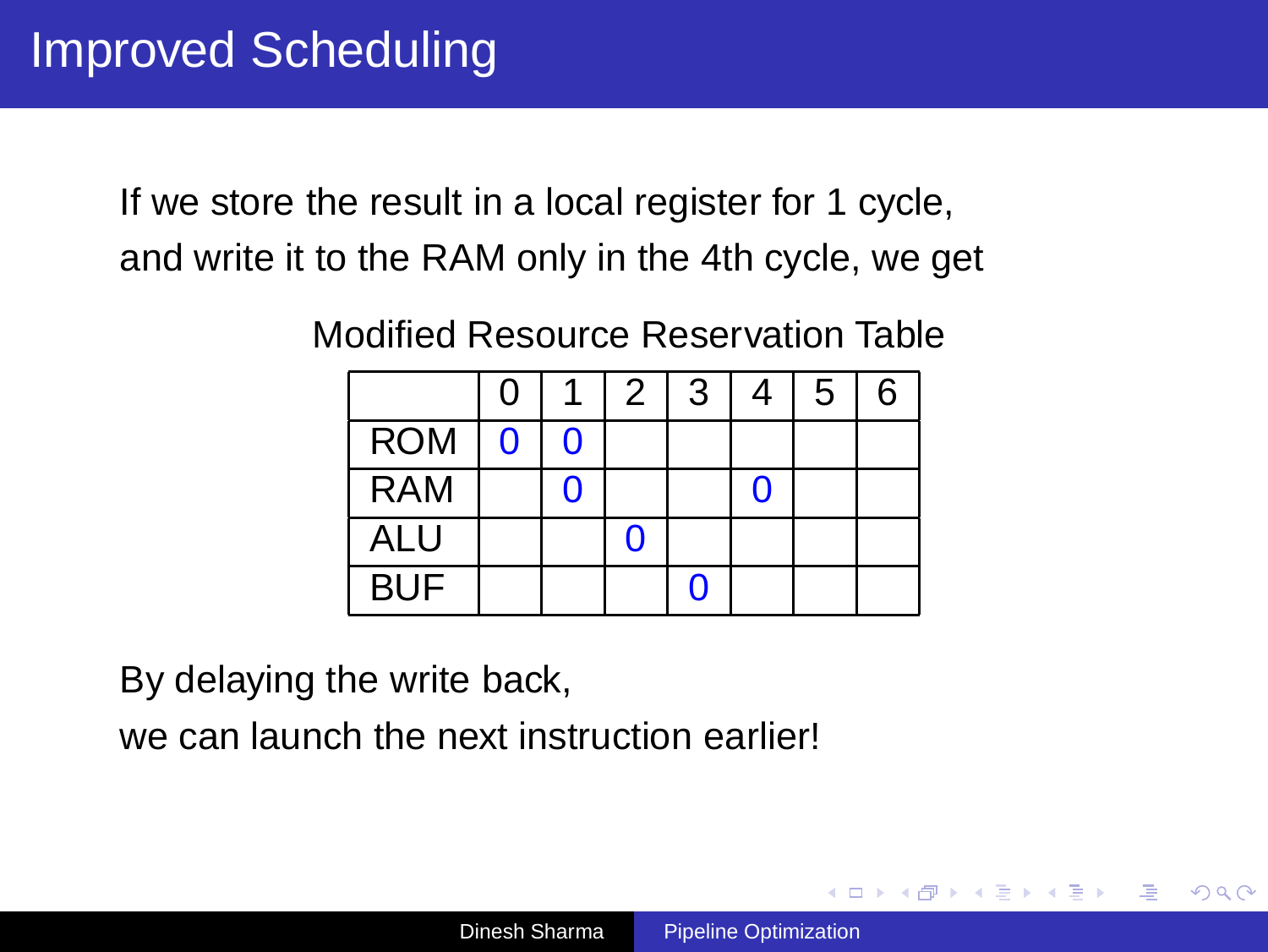# Improved Scheduling

If we store the result in a local register for 1 cycle, and write it to the RAM only in the 4th cycle, we get

Modified Resource Reservation Table

|  | 0 | 1 | 2 | 3 | 4 | 5 | 6 |
|---|---|---|---|---|---|---|---|
| ROM | 0 | 0 |  |  |  |  |  |
| RAM |  | 0 |  |  | 0 |  |  |
| ALU |  |  | 0 |  |  |  |  |
| BUF |  |  |  | 0 |  |  |  |

By delaying the write back,
we can launch the next instruction earlier!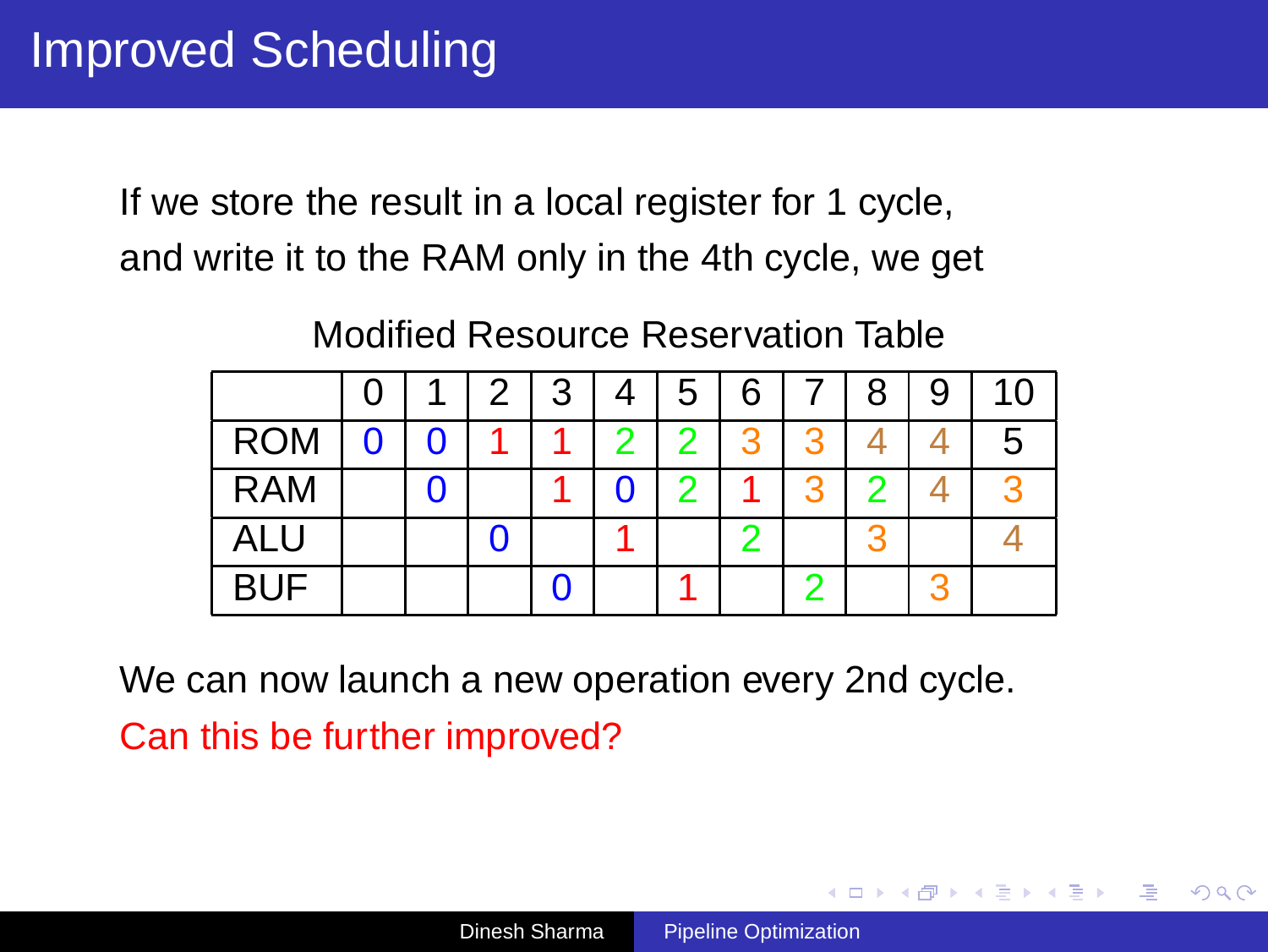# Improved Scheduling

If we store the result in a local register for 1 cycle, and write it to the RAM only in the 4th cycle, we get

Modified Resource Reservation Table

| | 0 | 1 | 2 | 3 | 4 | 5 | 6 | 7 | 8 | 9 | 10 |
|---|---|---|---|---|---|---|---|---|---|---|---|
| ROM | 0 | 0 | 1 | 1 | 2 | 2 | 3 | 3 | 4 | 4 | 5 |
| RAM | | 0 | | 1 | 0 | 2 | 1 | 3 | 2 | 4 | 3 |
| ALU | | | 0 | | 1 | | 2 | | 3 | | 4 |
| BUF | | | | 0 | | 1 | | 2 | | 3 | |

We can now launch a new operation every 2nd cycle.

Can this be further improved?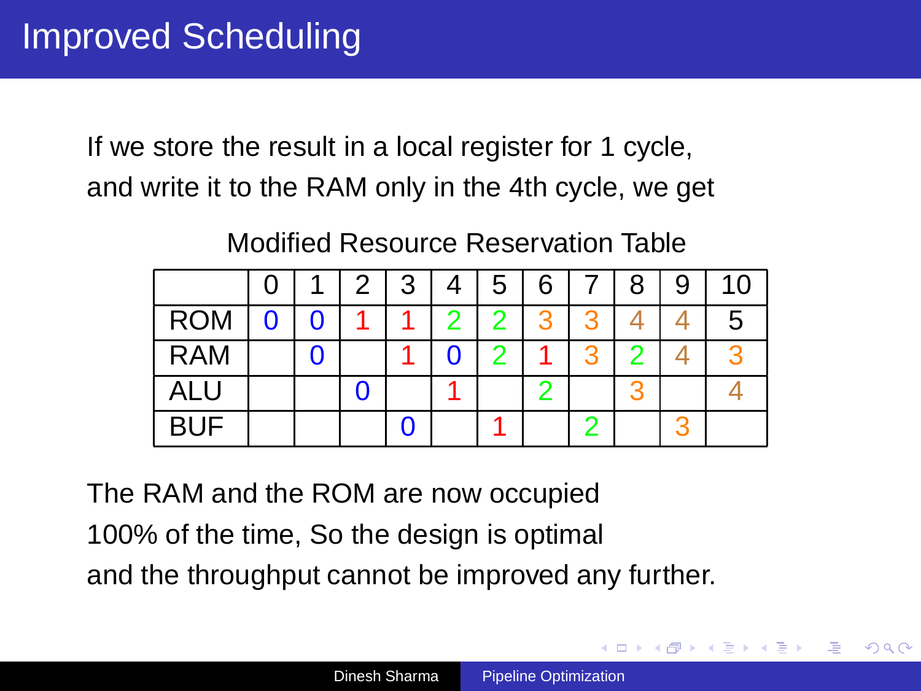# Improved Scheduling

If we store the result in a local register for 1 cycle, and write it to the RAM only in the 4th cycle, we get

Modified Resource Reservation Table

| | 0 | 1 | 2 | 3 | 4 | 5 | 6 | 7 | 8 | 9 | 10 |
|---|---|---|---|---|---|---|---|---|---|---|---|
| ROM | 0 | 0 | 1 | 1 | 2 | 2 | 3 | 3 | 4 | 4 | 5 |
| RAM | | 0 | | 1 | 0 | 2 | 1 | 3 | 2 | 4 | 3 |
| ALU | | | 0 | | 1 | | 2 | | 3 | | 4 |
| BUF | | | | 0 | | 1 | | 2 | | 3 | |

The RAM and the ROM are now occupied 100% of the time, So the design is optimal and the throughput cannot be improved any further.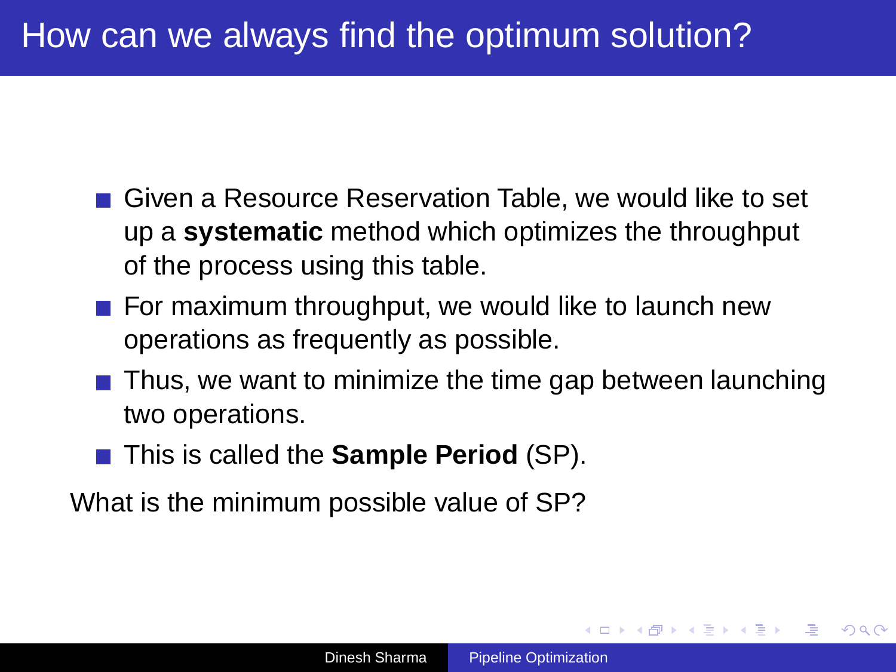# How can we always find the optimum solution?

- Given a Resource Reservation Table, we would like to set up a **systematic** method which optimizes the throughput of the process using this table.
- For maximum throughput, we would like to launch new operations as frequently as possible.
- Thus, we want to minimize the time gap between launching two operations.
- This is called the **Sample Period** (SP).

What is the minimum possible value of SP?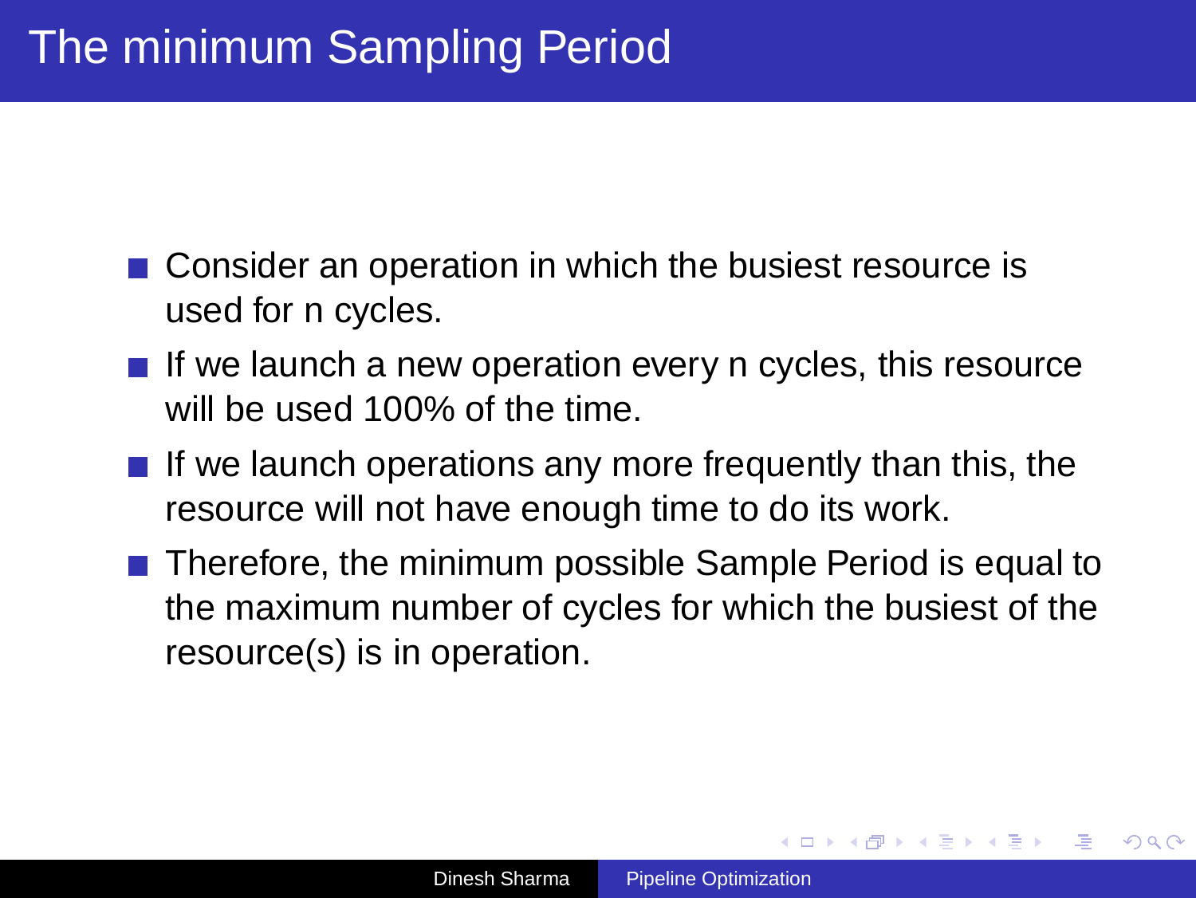# The minimum Sampling Period

- Consider an operation in which the busiest resource is used for n cycles.
- If we launch a new operation every n cycles, this resource will be used 100% of the time.
- If we launch operations any more frequently than this, the resource will not have enough time to do its work.
- Therefore, the minimum possible Sample Period is equal to the maximum number of cycles for which the busiest of the resource(s) is in operation.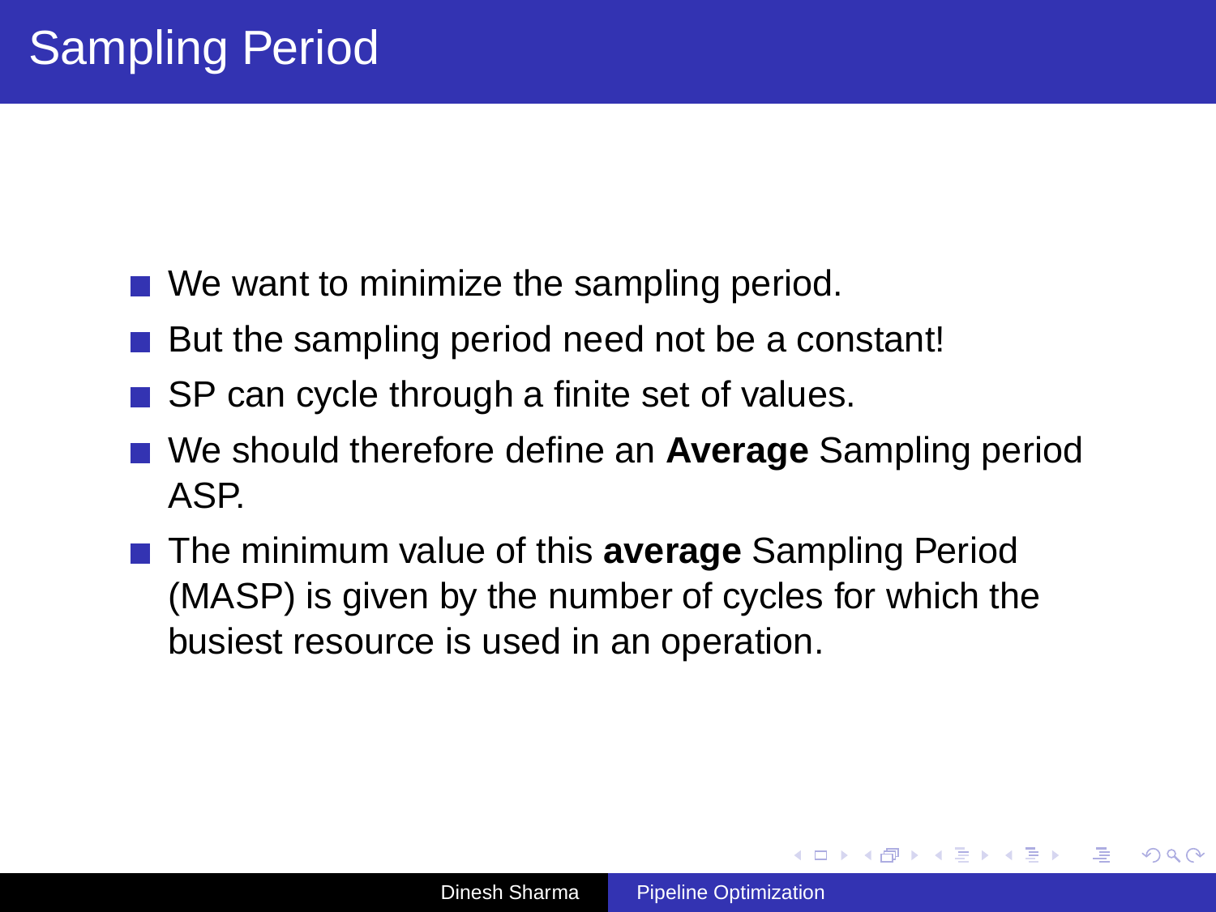# Sampling Period

- We want to minimize the sampling period.
- But the sampling period need not be a constant!
- SP can cycle through a finite set of values.
- We should therefore define an **Average** Sampling period ASP.
- The minimum value of this **average** Sampling Period (MASP) is given by the number of cycles for which the busiest resource is used in an operation.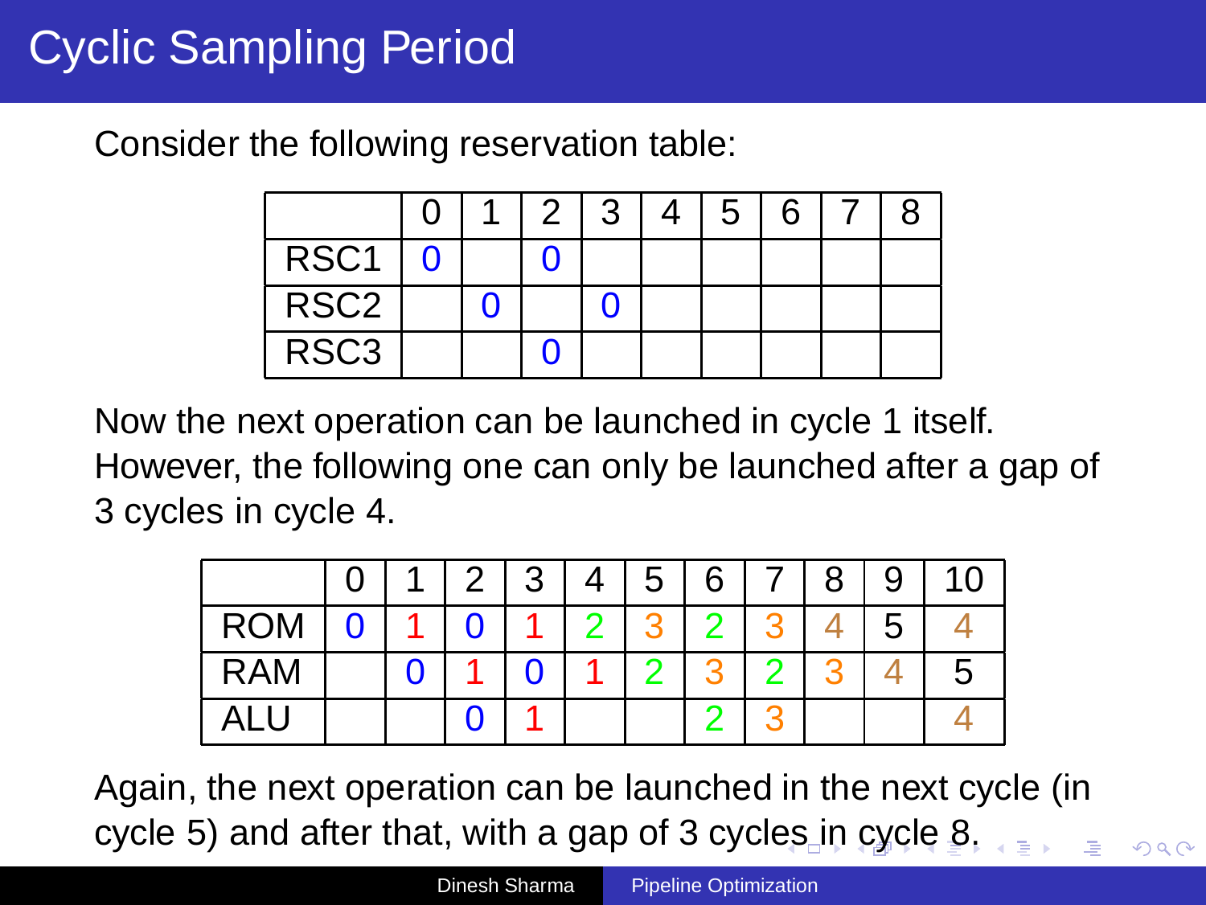# Cyclic Sampling Period

Consider the following reservation table:

| | 0 | 1 | 2 | 3 | 4 | 5 | 6 | 7 | 8 |
|---|---|---|---|---|---|---|---|---|---|
| RSC1 | 0 | | 0 | | | | | | |
| RSC2 | | 0 | | 0 | | | | | |
| RSC3 | | | 0 | | | | | | |

Now the next operation can be launched in cycle 1 itself. However, the following one can only be launched after a gap of 3 cycles in cycle 4.

| | 0 | 1 | 2 | 3 | 4 | 5 | 6 | 7 | 8 | 9 | 10 |
|---|---|---|---|---|---|---|---|---|---|---|---|
| ROM | 0 | 1 | 0 | 1 | 2 | 3 | 2 | 3 | 4 | 5 | 4 |
| RAM | | 0 | 1 | 0 | 1 | 2 | 3 | 2 | 3 | 4 | 5 |
| ALU | | | 0 | 1 | | | 2 | 3 | | | 4 |

Again, the next operation can be launched in the next cycle (in cycle 5) and after that, with a gap of 3 cycles in cycle 8.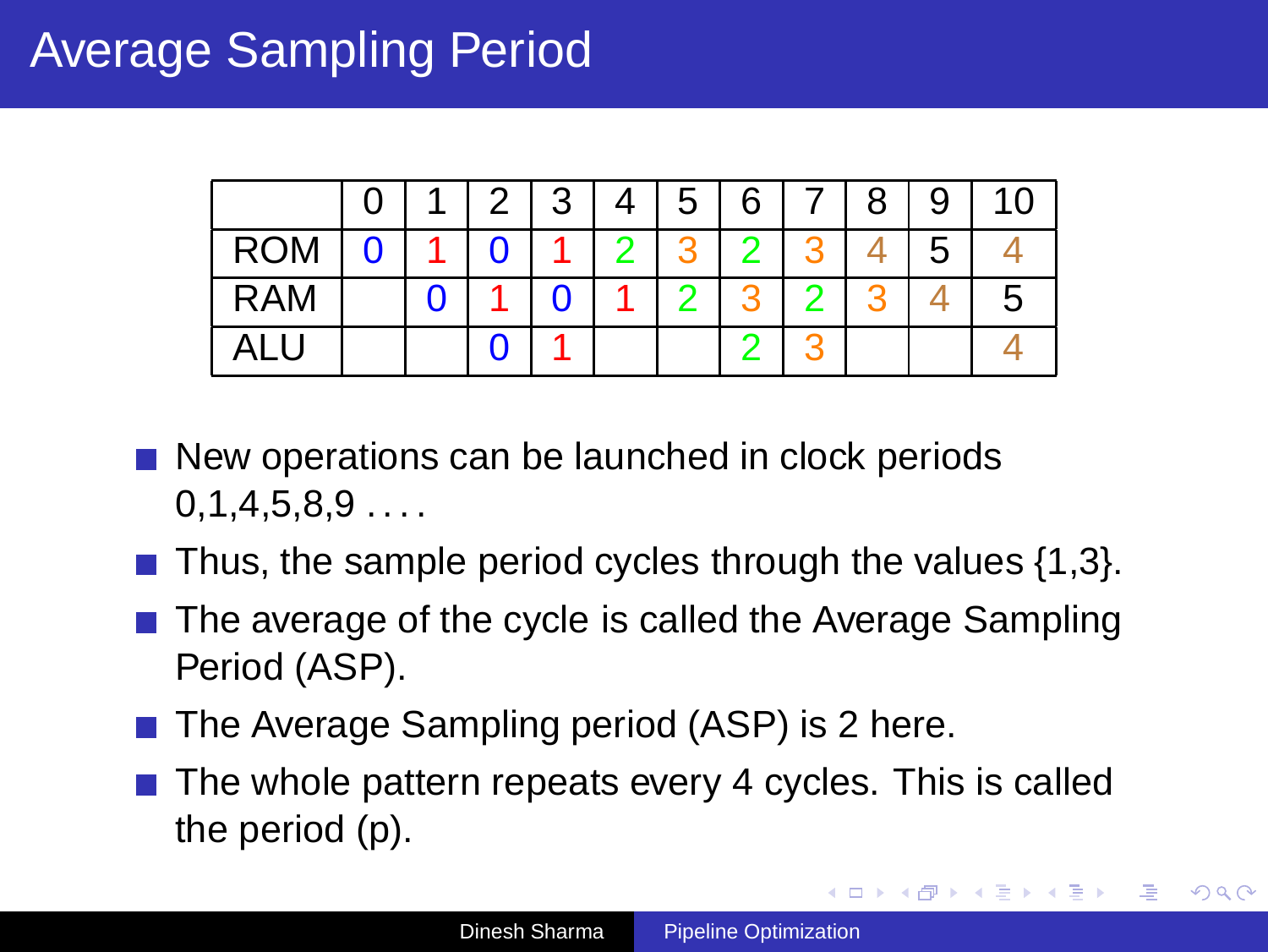# Average Sampling Period

| | 0 | 1 | 2 | 3 | 4 | 5 | 6 | 7 | 8 | 9 | 10 |
|---|---|---|---|---|---|---|---|---|---|---|---|
| ROM | 0 | 1 | 0 | 1 | 2 | 3 | 2 | 3 | 4 | 5 | 4 |
| RAM | | 0 | 1 | 0 | 1 | 2 | 3 | 2 | 3 | 4 | 5 |
| ALU | | | 0 | 1 | | | 2 | 3 | | | 4 |

- New operations can be launched in clock periods 0,1,4,5,8,9 . . . .
- Thus, the sample period cycles through the values {1,3}.
- The average of the cycle is called the Average Sampling Period (ASP).
- The Average Sampling period (ASP) is 2 here.
- The whole pattern repeats every 4 cycles. This is called the period (p).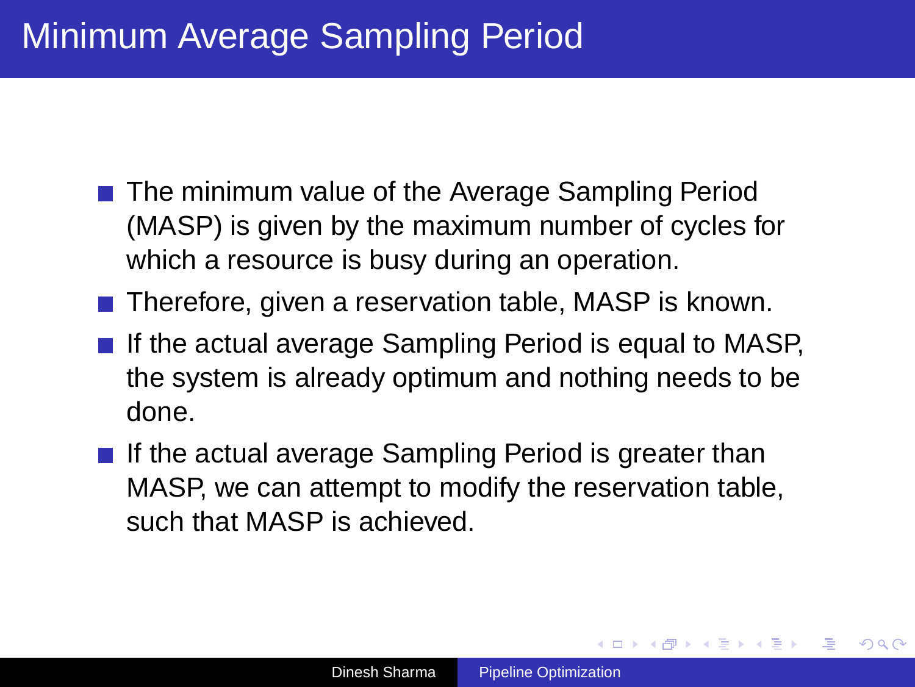# Minimum Average Sampling Period

- The minimum value of the Average Sampling Period (MASP) is given by the maximum number of cycles for which a resource is busy during an operation.
- Therefore, given a reservation table, MASP is known.
- If the actual average Sampling Period is equal to MASP, the system is already optimum and nothing needs to be done.
- If the actual average Sampling Period is greater than MASP, we can attempt to modify the reservation table, such that MASP is achieved.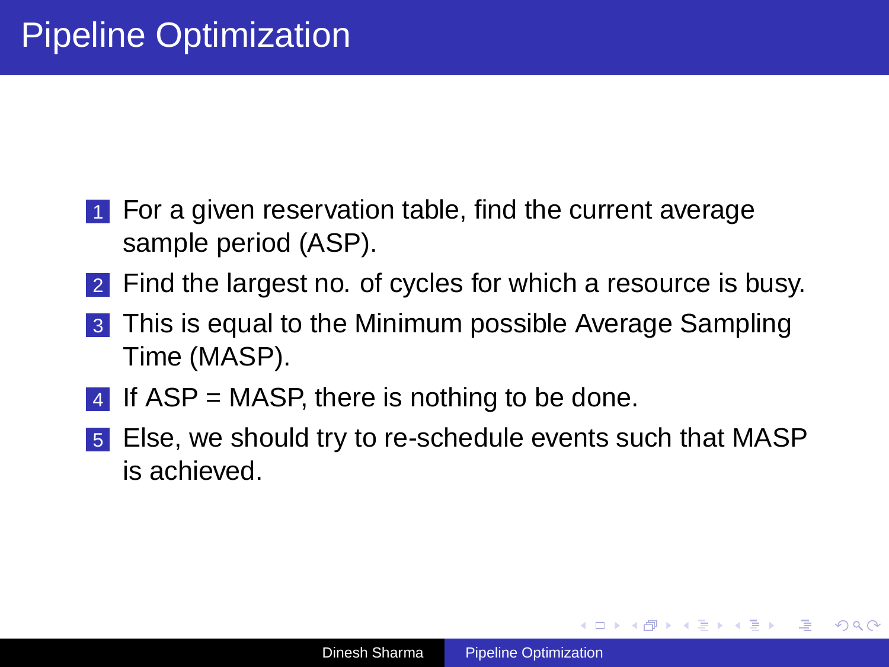# Pipeline Optimization

1. For a given reservation table, find the current average sample period (ASP).
2. Find the largest no. of cycles for which a resource is busy.
3. This is equal to the Minimum possible Average Sampling Time (MASP).
4. If ASP = MASP, there is nothing to be done.
5. Else, we should try to re-schedule events such that MASP is achieved.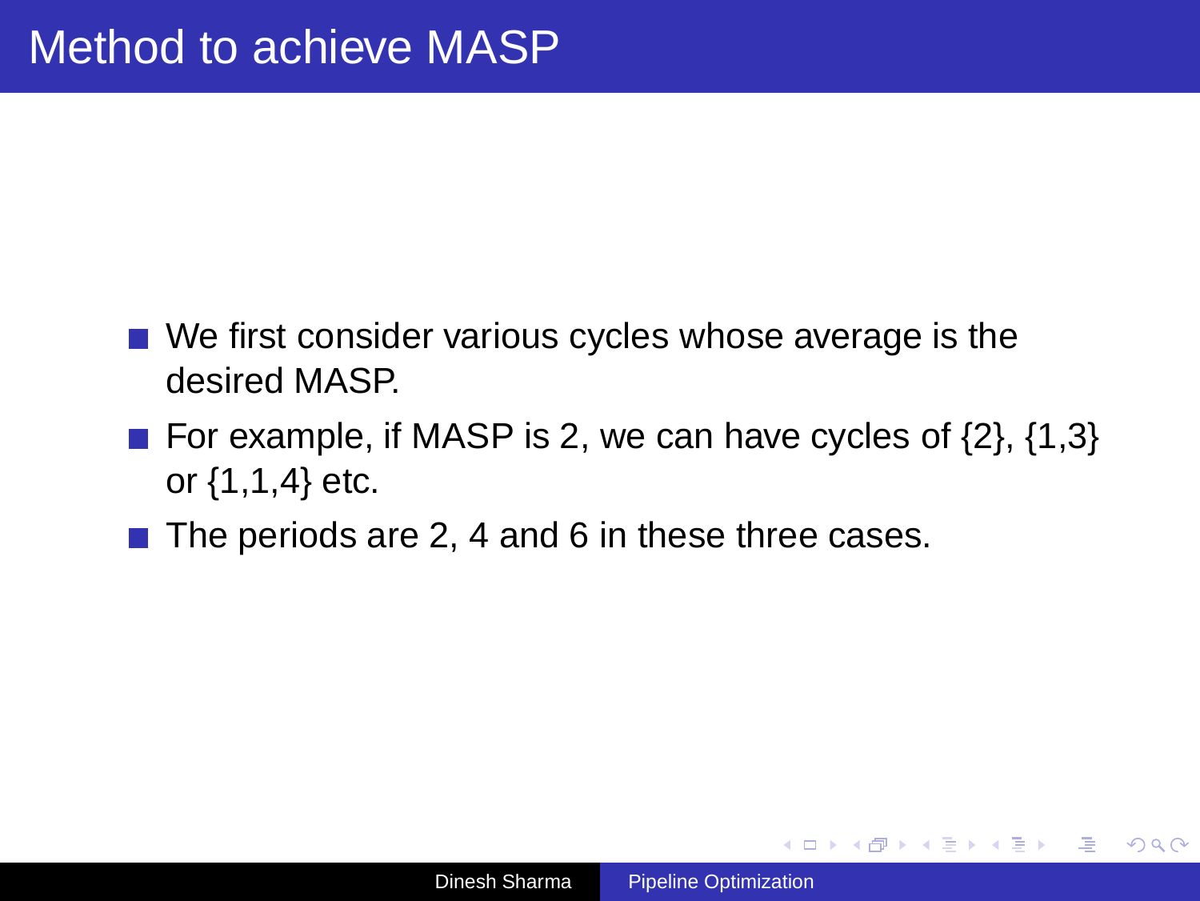# Method to achieve MASP

- We first consider various cycles whose average is the desired MASP.
- For example, if MASP is 2, we can have cycles of {2}, {1,3} or {1,1,4} etc.
- The periods are 2, 4 and 6 in these three cases.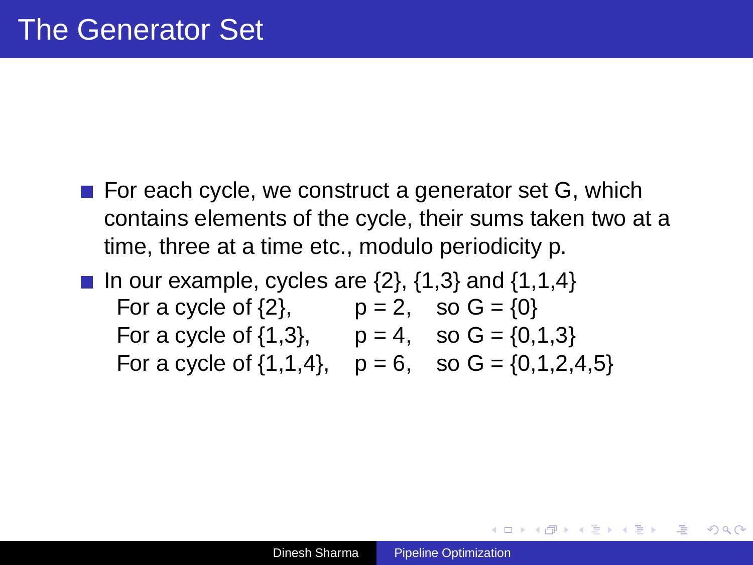# The Generator Set

- For each cycle, we construct a generator set G, which contains elements of the cycle, their sums taken two at a time, three at a time etc., modulo periodicity p.
- In our example, cycles are {2}, {1,3} and {1,1,4}

| | | |
|---|---|---|
| For a cycle of {2}, | p = 2, | so G = {0} |
| For a cycle of {1,3}, | p = 4, | so G = {0,1,3} |
| For a cycle of {1,1,4}, | p = 6, | so G = {0,1,2,4,5} |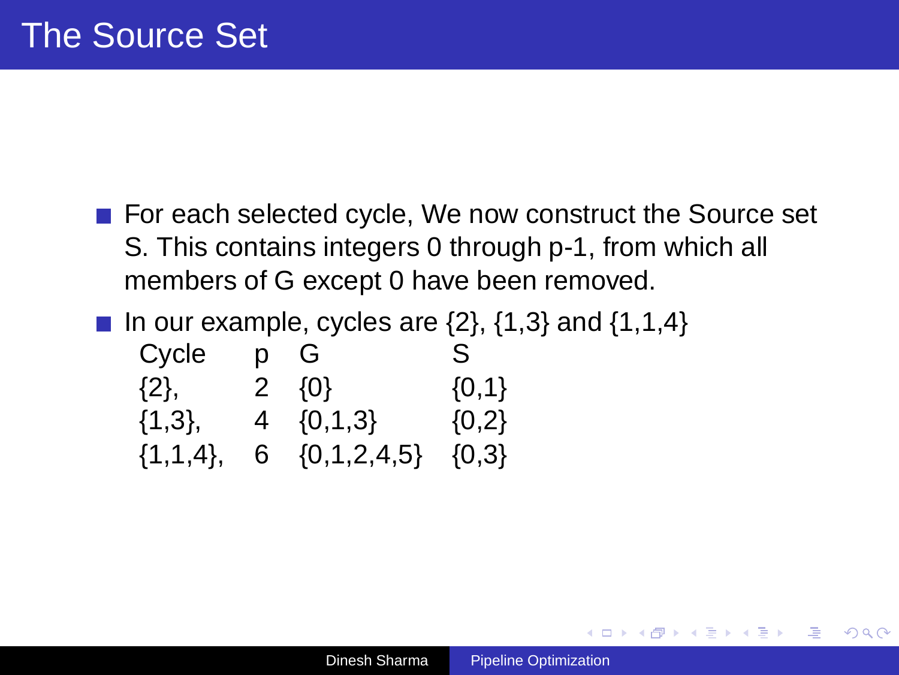# The Source Set

- For each selected cycle, We now construct the Source set S. This contains integers 0 through p-1, from which all members of G except 0 have been removed.
- In our example, cycles are {2}, {1,3} and {1,1,4}

| Cycle | p | G | S |
|---|---|---|---|
| {2}, | 2 | {0} | {0,1} |
| {1,3}, | 4 | {0,1,3} | {0,2} |
| {1,1,4}, | 6 | {0,1,2,4,5} | {0,3} |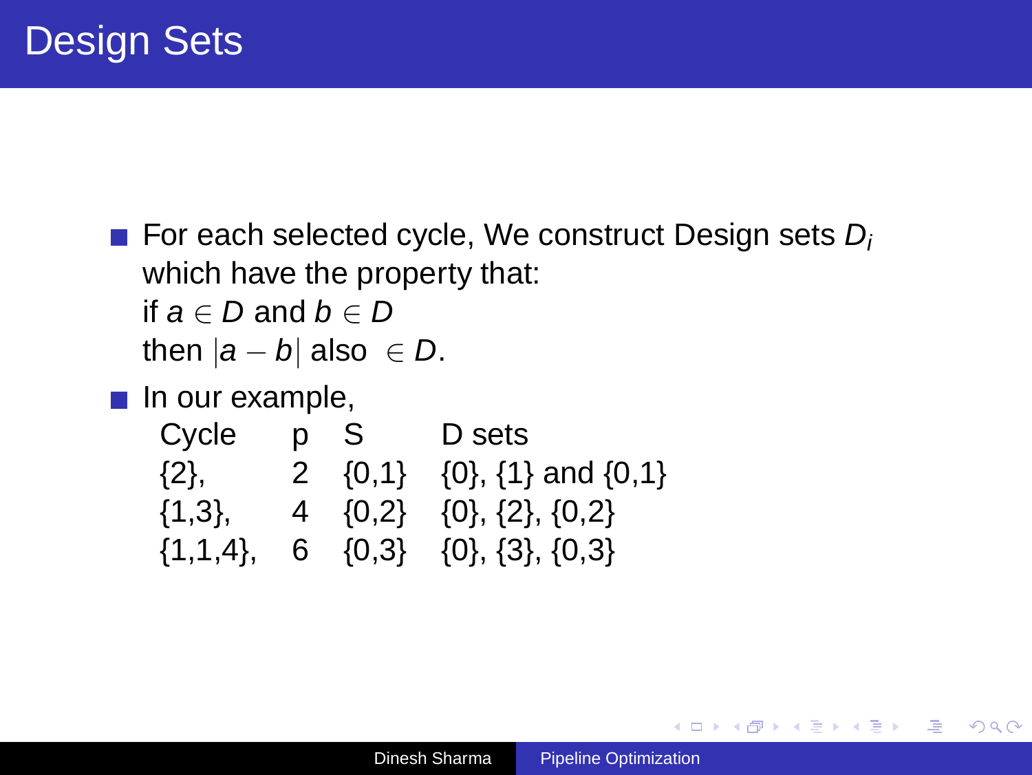# Design Sets

- For each selected cycle, We construct Design sets $D_i$ which have the property that:
  if $a \in D$ and $b \in D$
  then $|a - b|$ also $\in D$.
- In our example,

| Cycle | p | S | D sets |
|---|---|---|---|
| {2}, | 2 | {0,1} | {0}, {1} and {0,1} |
| {1,3}, | 4 | {0,2} | {0}, {2}, {0,2} |
| {1,1,4}, | 6 | {0,3} | {0}, {3}, {0,3} |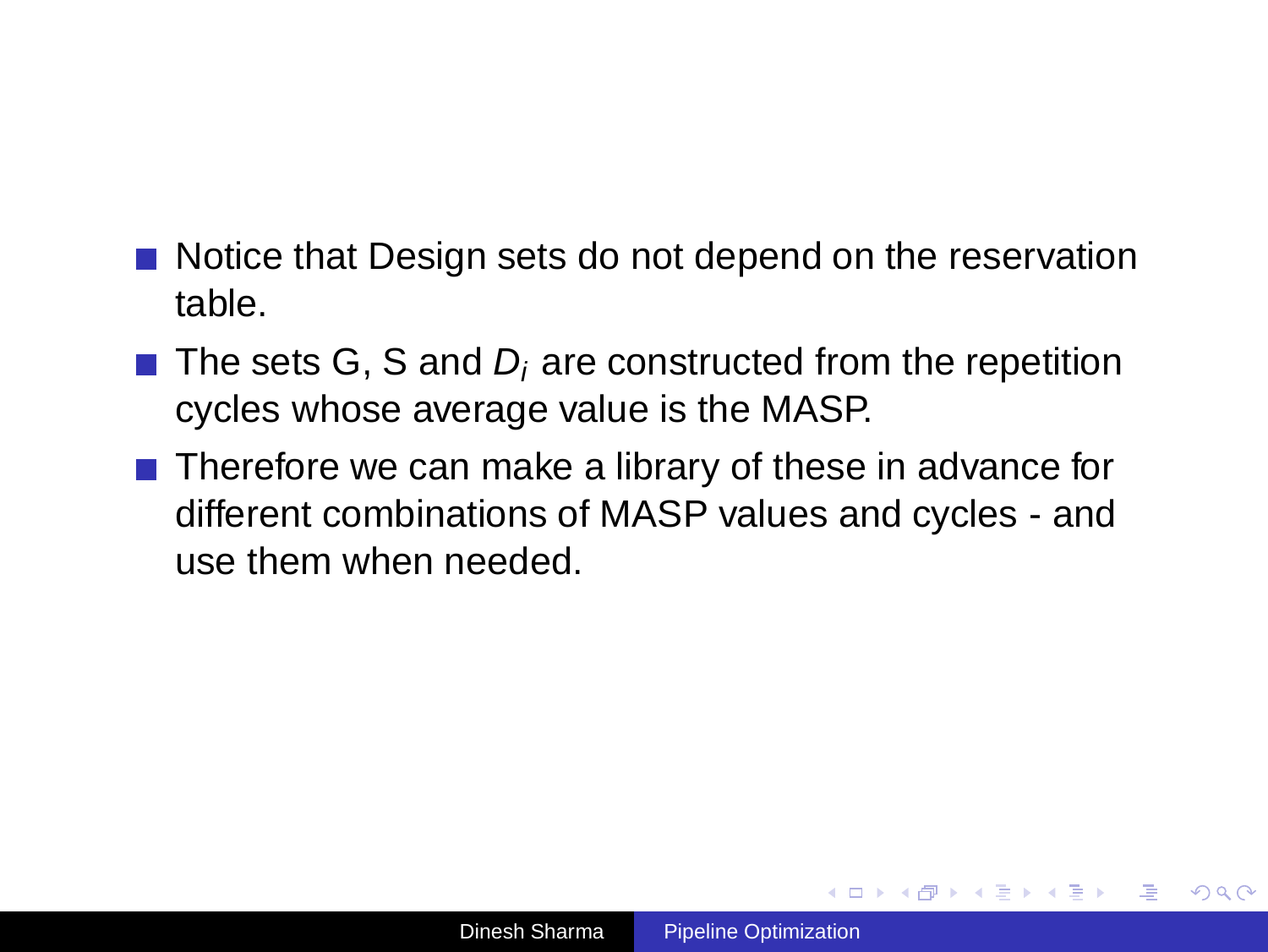- Notice that Design sets do not depend on the reservation table.
- The sets G, S and $D_i$ are constructed from the repetition cycles whose average value is the MASP.
- Therefore we can make a library of these in advance for different combinations of MASP values and cycles - and use them when needed.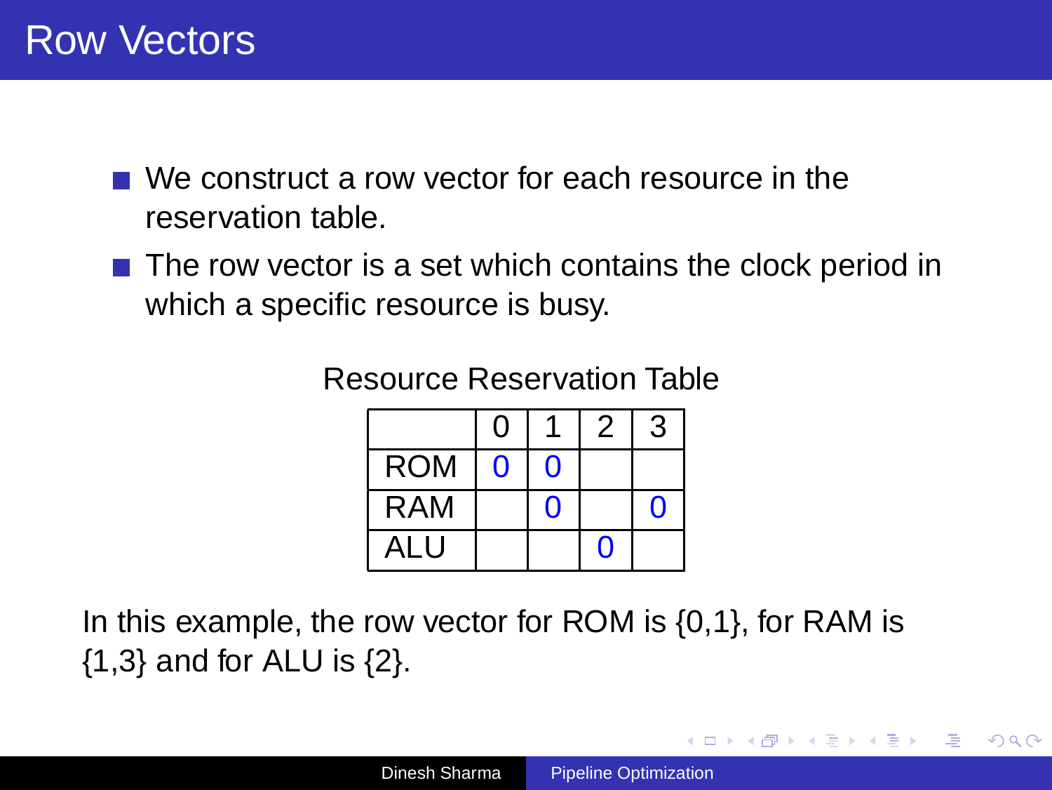# Row Vectors

- We construct a row vector for each resource in the reservation table.
- The row vector is a set which contains the clock period in which a specific resource is busy.

Resource Reservation Table

| | 0 | 1 | 2 | 3 |
|---|---|---|---|---|
| ROM | 0 | 0 | | |
| RAM | | 0 | | 0 |
| ALU | | | 0 | |

In this example, the row vector for ROM is {0,1}, for RAM is {1,3} and for ALU is {2}.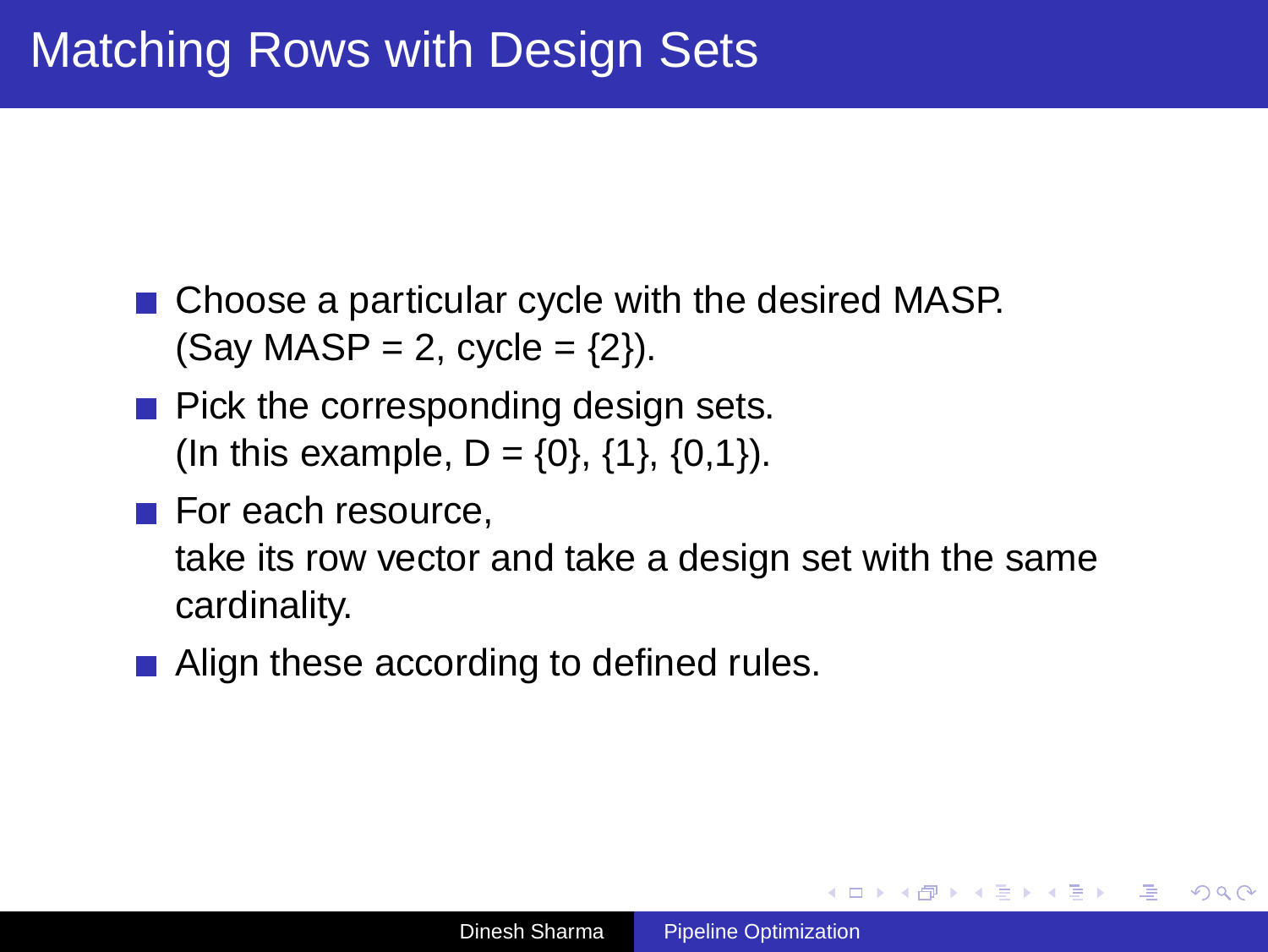# Matching Rows with Design Sets

- Choose a particular cycle with the desired MASP.
  (Say MASP = 2, cycle = {2}).
- Pick the corresponding design sets.
  (In this example, D = {0}, {1}, {0,1}).
- For each resource,
  take its row vector and take a design set with the same cardinality.
- Align these according to defined rules.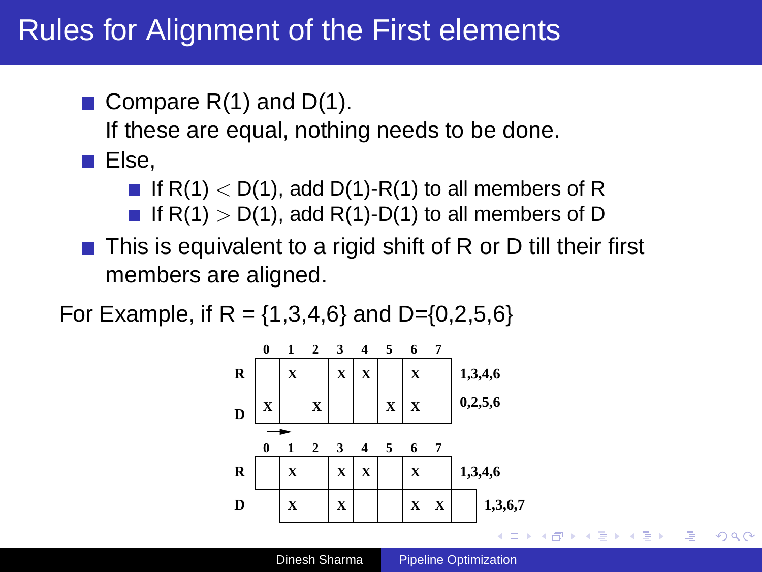# Rules for Alignment of the First elements

- Compare R(1) and D(1).
  If these are equal, nothing needs to be done.
- Else,
  - If R(1) $<$ D(1), add D(1)-R(1) to all members of R
  - If R(1) $>$ D(1), add R(1)-D(1) to all members of D
- This is equivalent to a rigid shift of R or D till their first members are aligned.

For Example, if R = {1,3,4,6} and D={0,2,5,6}

| | 0 | 1 | 2 | 3 | 4 | 5 | 6 | 7 | |
|---|---|---|---|---|---|---|---|---|---|
| R | | X | | X | X | | X | | 1,3,4,6 |
| D | X | | X | | | X | X | | 0,2,5,6 |

→

| | 0 | 1 | 2 | 3 | 4 | 5 | 6 | 7 | |
|---|---|---|---|---|---|---|---|---|---|
| R | | X | | X | X | | X | | 1,3,4,6 |
| D | | X | | X | | | X | X | 1,3,6,7 |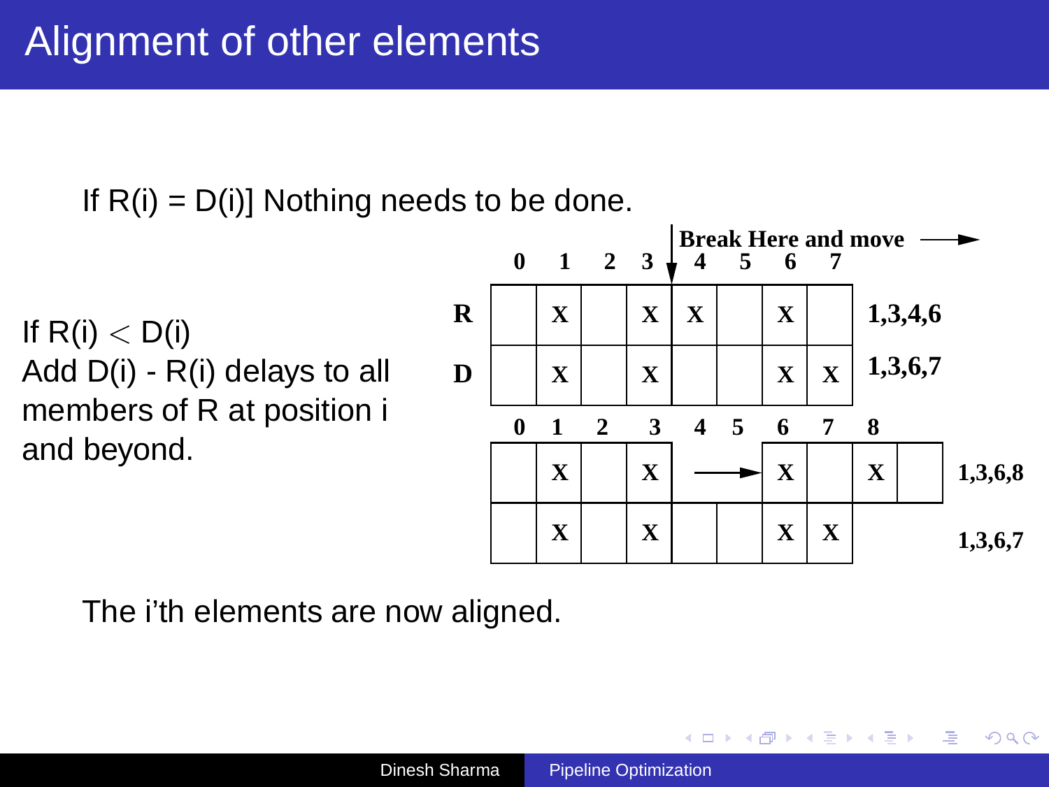# Alignment of other elements

If R(i) = D(i)] Nothing needs to be done.

If R(i) $<$ D(i)
Add D(i) - R(i) delays to all members of R at position i and beyond.

Break Here and move →

|   | 0 | 1 | 2 | 3 | 4 | 5 | 6 | 7 |   |
|---|---|---|---|---|---|---|---|---|---|
| R |   | X |   | X | X |   | X |   | 1,3,4,6 |
| D |   | X |   | X |   |   | X | X | 1,3,6,7 |

| 0 | 1 | 2 | 3 | 4 | 5 | 6 | 7 | 8 |   |
|---|---|---|---|---|---|---|---|---|---|
|   | X |   | X | → | → | X |   | X | 1,3,6,8 |
|   | X |   | X |   |   | X | X |   | 1,3,6,7 |

The i'th elements are now aligned.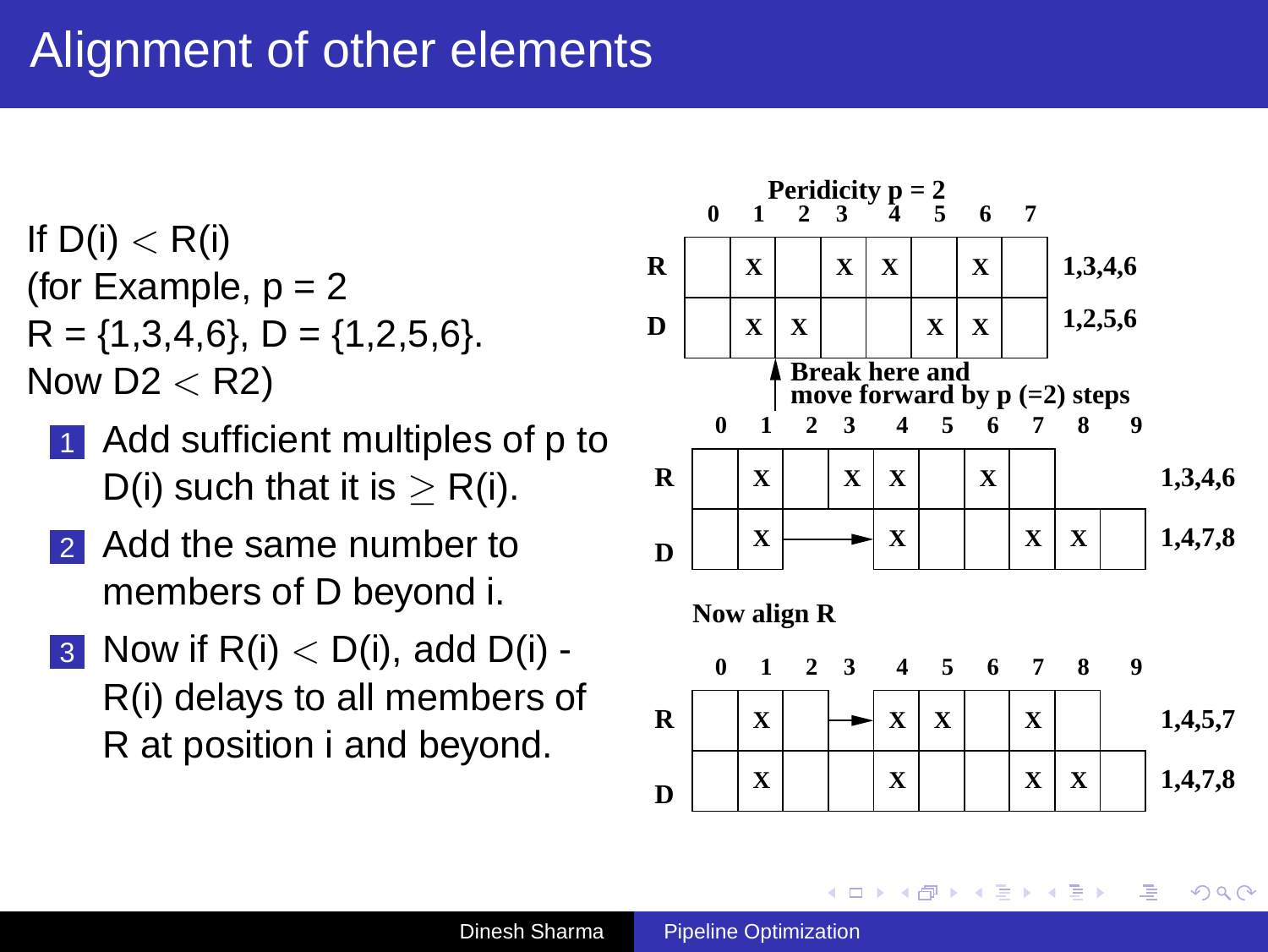# Alignment of other elements

If D(i) $<$ R(i)
(for Example, p = 2
R = {1,3,4,6}, D = {1,2,5,6}.
Now D2 $<$ R2)

1. Add sufficient multiples of p to D(i) such that it is $\geq$ R(i).
2. Add the same number to members of D beyond i.
3. Now if R(i) $<$ D(i), add D(i) - R(i) delays to all members of R at position i and beyond.

**Peridicity p = 2**

| | 0 | 1 | 2 | 3 | 4 | 5 | 6 | 7 | |
|---|---|---|---|---|---|---|---|---|---|
| **R** | | X | | X | X | | X | | 1,3,4,6 |
| **D** | | X | X | | | X | X | | 1,2,5,6 |

**Break here and move forward by p (=2) steps**

| | 0 | 1 | 2 | 3 | 4 | 5 | 6 | 7 | 8 | 9 | |
|---|---|---|---|---|---|---|---|---|---|---|---|
| **R** | | X | | X | X | | X | | | | 1,3,4,6 |
| **D** | | X | → | → | X | | | X | X | | 1,4,7,8 |

**Now align R**

| | 0 | 1 | 2 | 3 | 4 | 5 | 6 | 7 | 8 | 9 | |
|---|---|---|---|---|---|---|---|---|---|---|---|
| **R** | | X | | → | X | X | | X | | | 1,4,5,7 |
| **D** | | X | | | X | | | X | X | | 1,4,7,8 |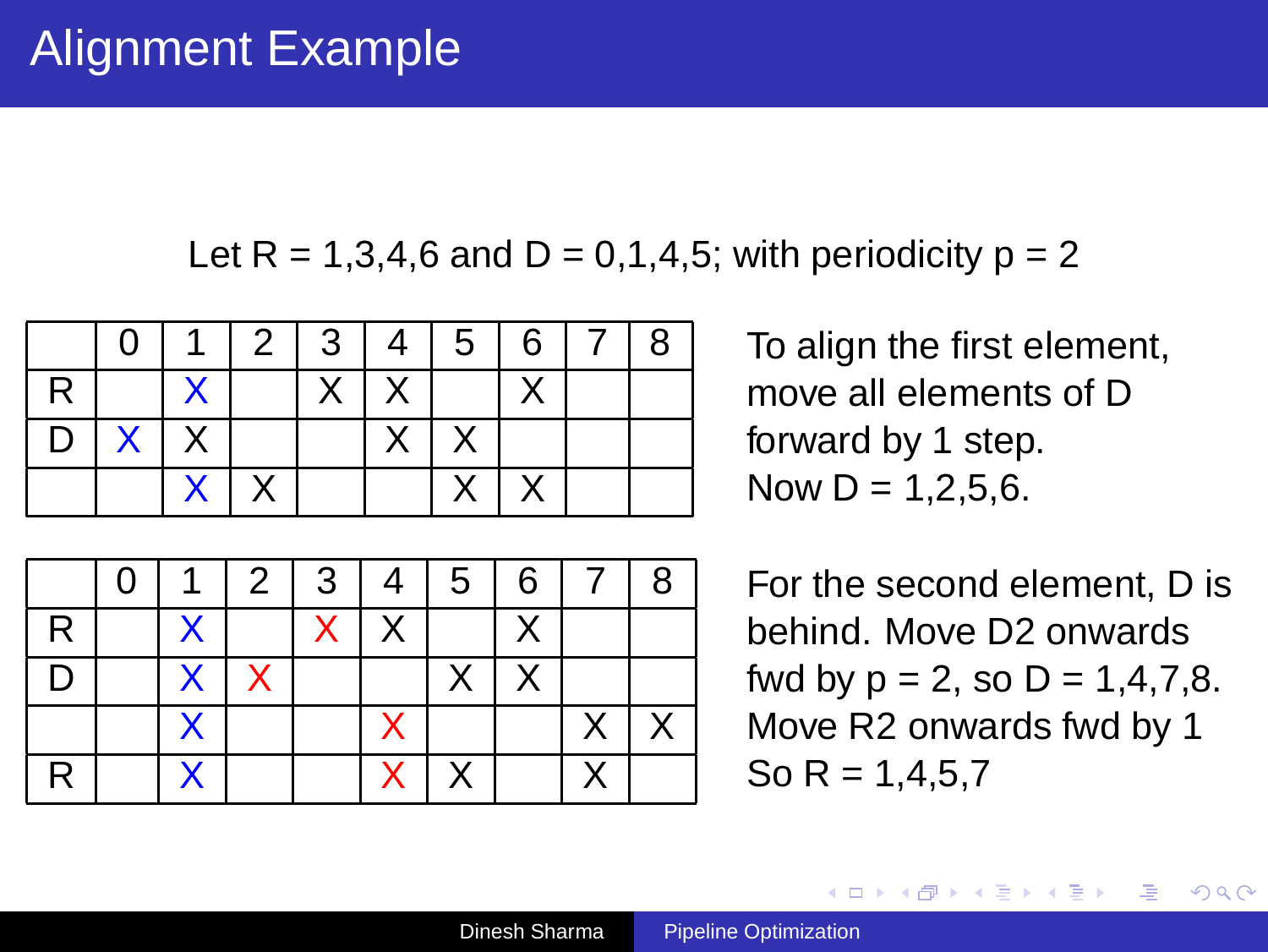# Alignment Example

Let R = 1,3,4,6 and D = 0,1,4,5; with periodicity p = 2

|   | 0 | 1 | 2 | 3 | 4 | 5 | 6 | 7 | 8 |
|---|---|---|---|---|---|---|---|---|---|
| R |   | X |   | X | X |   | X |   |   |
| D | X | X |   |   | X | X |   |   |   |
|   |   | X | X |   |   | X | X |   |   |

To align the first element, move all elements of D forward by 1 step. Now D = 1,2,5,6.

|   | 0 | 1 | 2 | 3 | 4 | 5 | 6 | 7 | 8 |
|---|---|---|---|---|---|---|---|---|---|
| R |   | X |   | X | X |   | X |   |   |
| D |   | X | X |   |   | X | X |   |   |
|   |   | X |   |   | X |   |   | X | X |
| R |   | X |   |   | X | X |   | X |   |

For the second element, D is behind. Move D2 onwards fwd by p = 2, so D = 1,4,7,8. Move R2 onwards fwd by 1 So R = 1,4,5,7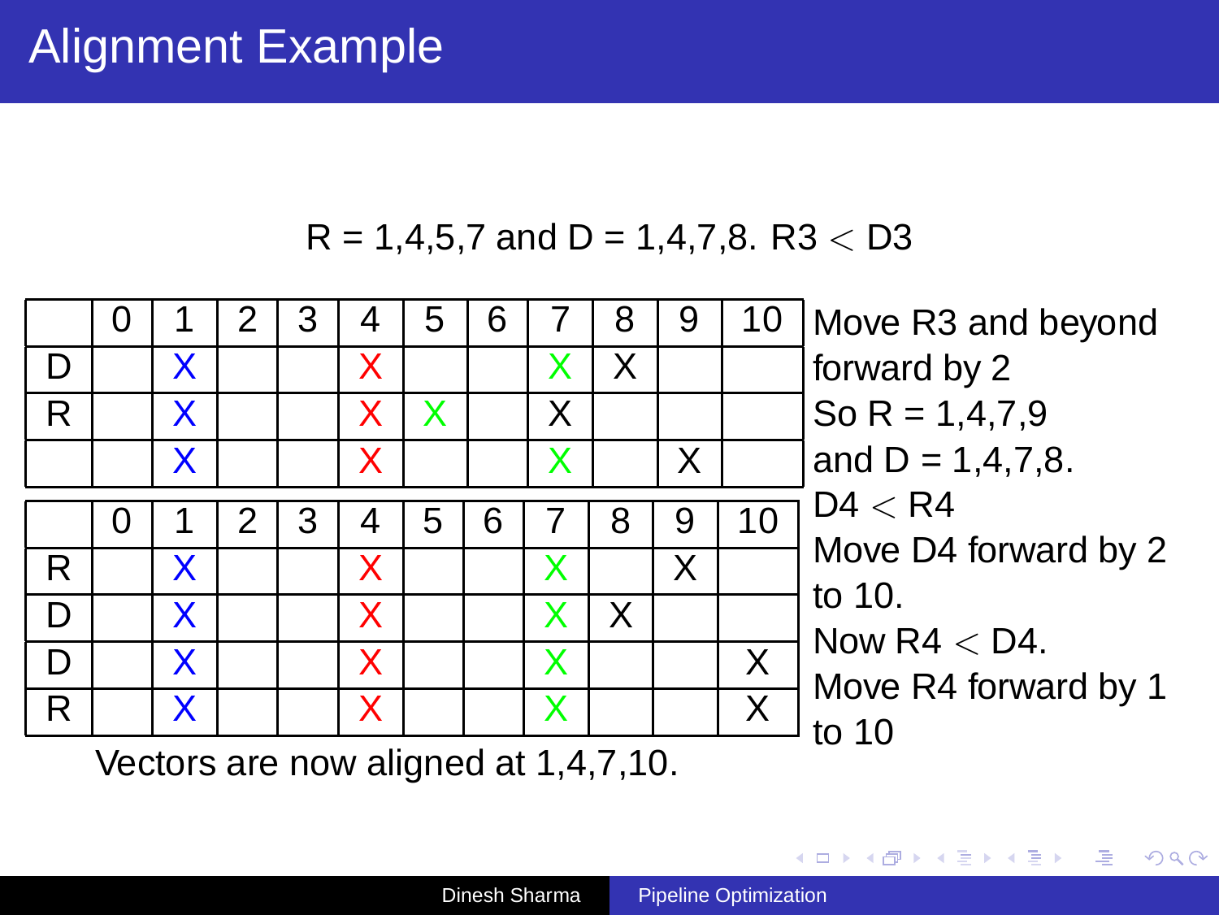# Alignment Example

R = 1,4,5,7 and D = 1,4,7,8. R3 $<$ D3

|   | 0 | 1 | 2 | 3 | 4 | 5 | 6 | 7 | 8 | 9 | 10 |
|---|---|---|---|---|---|---|---|---|---|---|---|
| D |   | X |   |   | X |   |   | X | X |   |   |
| R |   | X |   |   | X | X |   | X |   |   |   |
|   |   | X |   |   | X |   |   | X |   | X |   |

|   | 0 | 1 | 2 | 3 | 4 | 5 | 6 | 7 | 8 | 9 | 10 |
|---|---|---|---|---|---|---|---|---|---|---|---|
| R |   | X |   |   | X |   |   | X |   | X |   |
| D |   | X |   |   | X |   |   | X | X |   |   |
| D |   | X |   |   | X |   |   | X |   |   | X |
| R |   | X |   |   | X |   |   | X |   |   | X |

Vectors are now aligned at 1,4,7,10.

Move R3 and beyond forward by 2
So R = 1,4,7,9
and D = 1,4,7,8.
D4 $<$ R4
Move D4 forward by 2 to 10.
Now R4 $<$ D4.
Move R4 forward by 1 to 10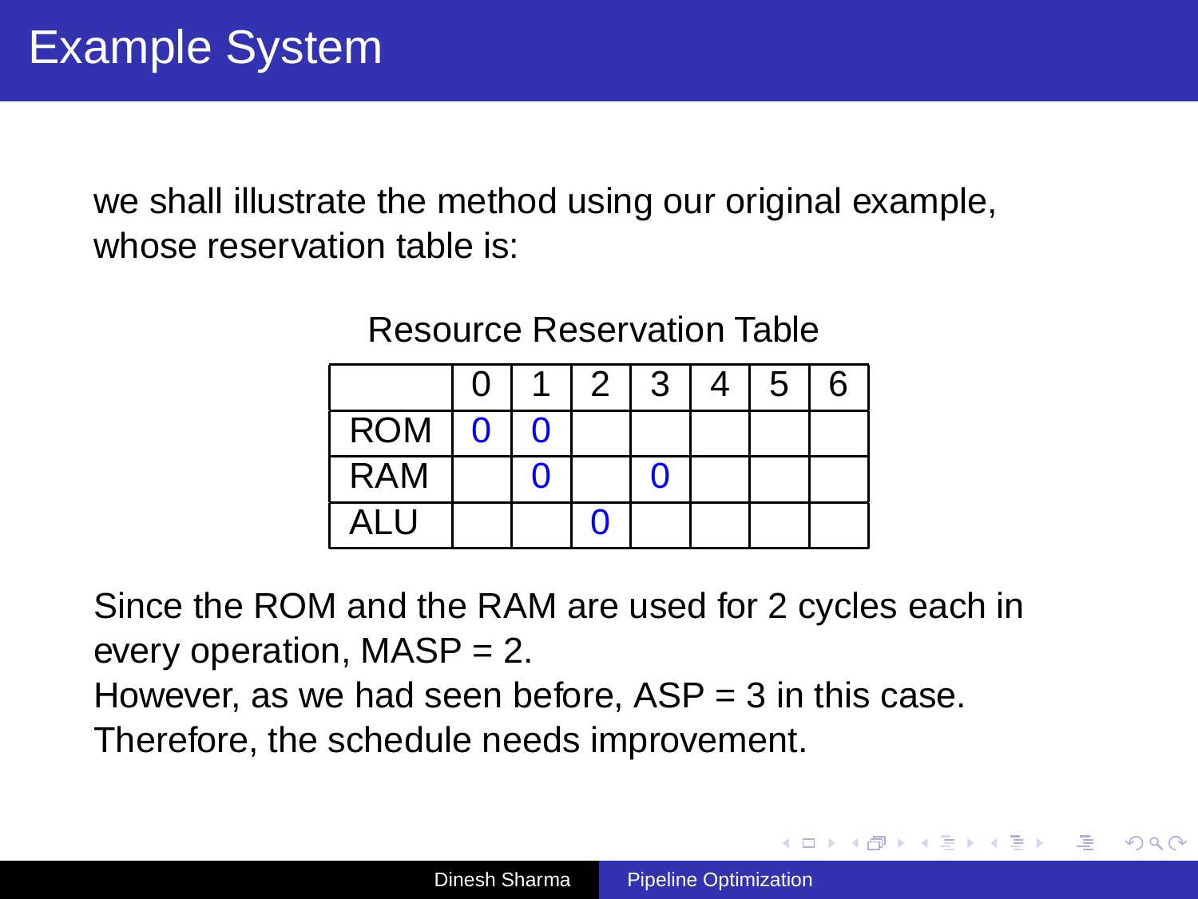# Example System

we shall illustrate the method using our original example, whose reservation table is:

Resource Reservation Table

| | 0 | 1 | 2 | 3 | 4 | 5 | 6 |
|---|---|---|---|---|---|---|---|
| ROM | 0 | 0 | | | | | |
| RAM | | 0 | | 0 | | | |
| ALU | | | 0 | | | | |

Since the ROM and the RAM are used for 2 cycles each in every operation, MASP = 2.
However, as we had seen before, ASP = 3 in this case.
Therefore, the schedule needs improvement.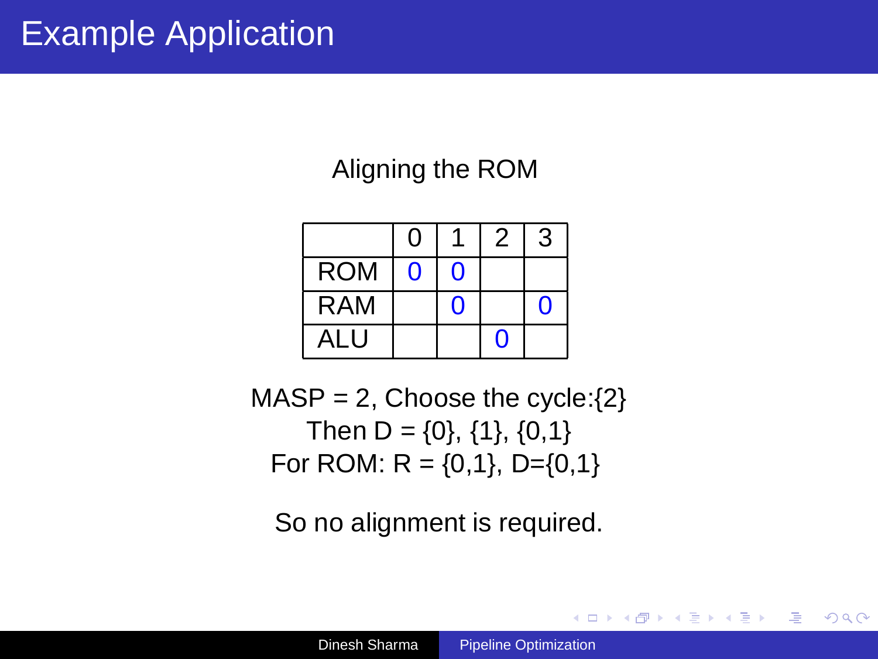# Example Application

Aligning the ROM

| | 0 | 1 | 2 | 3 |
|---|---|---|---|---|
| ROM | 0 | 0 | | |
| RAM | | 0 | | 0 |
| ALU | | | 0 | |

MASP = 2, Choose the cycle:{2}
Then D = {0}, {1}, {0,1}
For ROM: R = {0,1}, D={0,1}

So no alignment is required.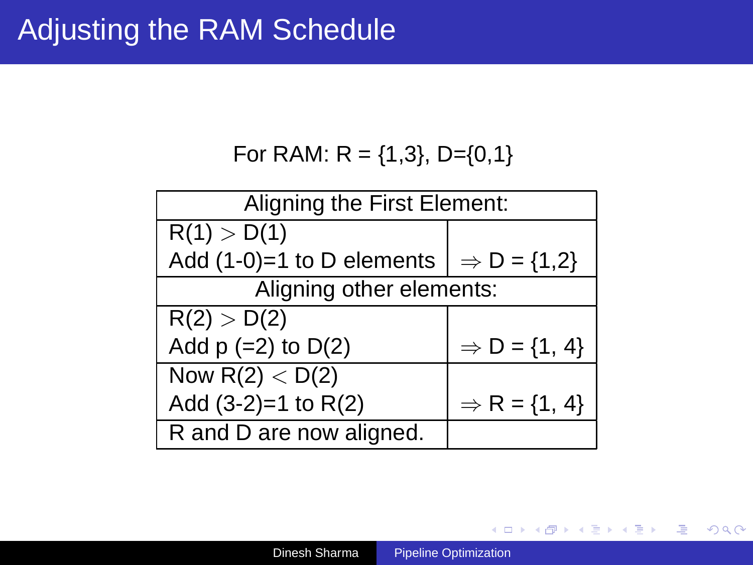# Adjusting the RAM Schedule

For RAM: R = {1,3}, D={0,1}

| Aligning the First Element: | |
|---|---|
| R(1) $>$ D(1)<br>Add (1-0)=1 to D elements | $\Rightarrow$ D = {1,2} |
| Aligning other elements: | |
| R(2) $>$ D(2)<br>Add p (=2) to D(2) | $\Rightarrow$ D = {1, 4} |
| Now R(2) $<$ D(2)<br>Add (3-2)=1 to R(2) | $\Rightarrow$ R = {1, 4} |
| R and D are now aligned. | |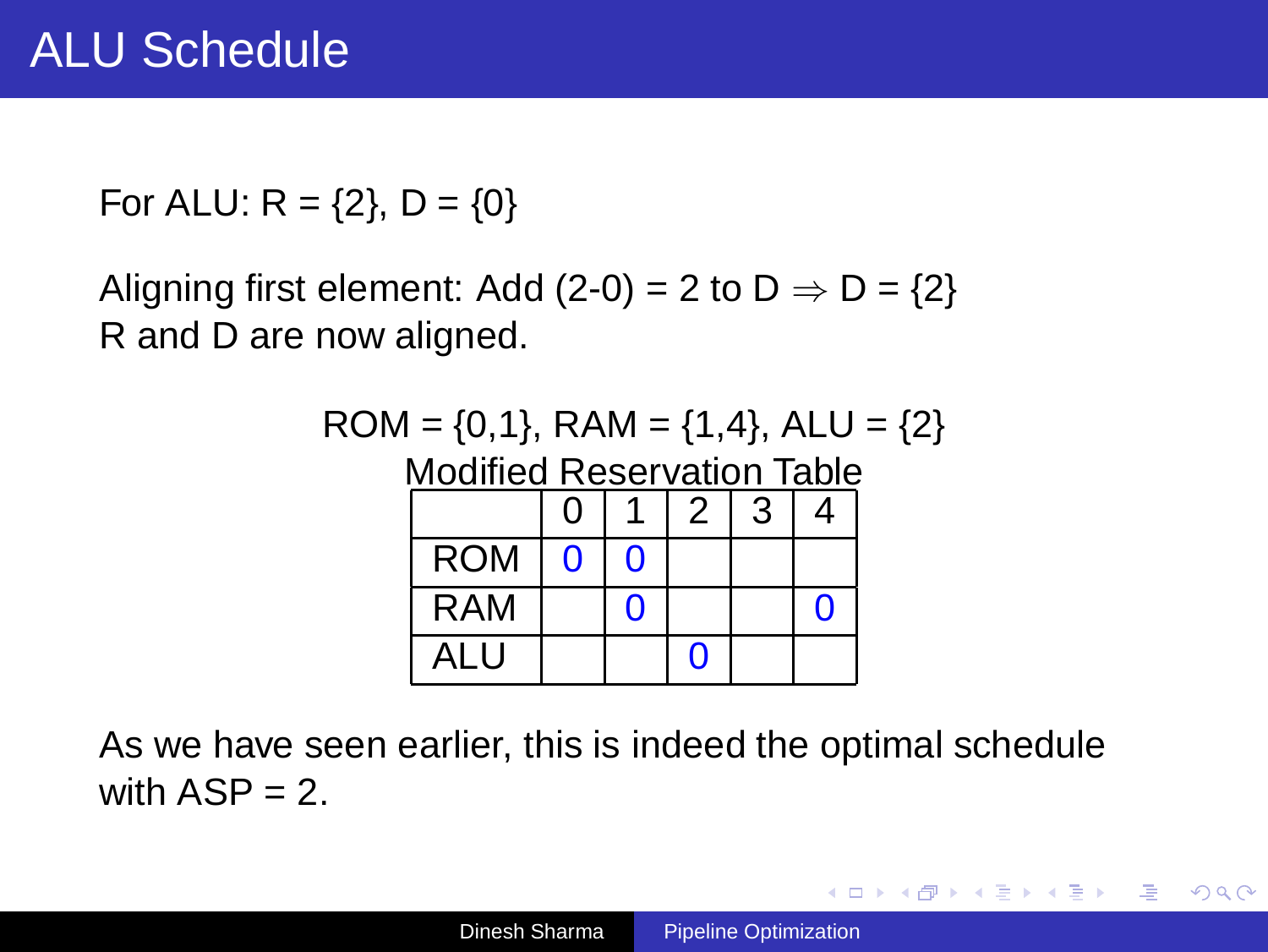# ALU Schedule

For ALU: R = {2}, D = {0}

Aligning first element: Add (2-0) = 2 to D $\Rightarrow$ D = {2}
R and D are now aligned.

ROM = {0,1}, RAM = {1,4}, ALU = {2}

Modified Reservation Table

| | 0 | 1 | 2 | 3 | 4 |
|---|---|---|---|---|---|
| ROM | 0 | 0 | | | |
| RAM | | 0 | | | 0 |
| ALU | | | 0 | | |

As we have seen earlier, this is indeed the optimal schedule with ASP = 2.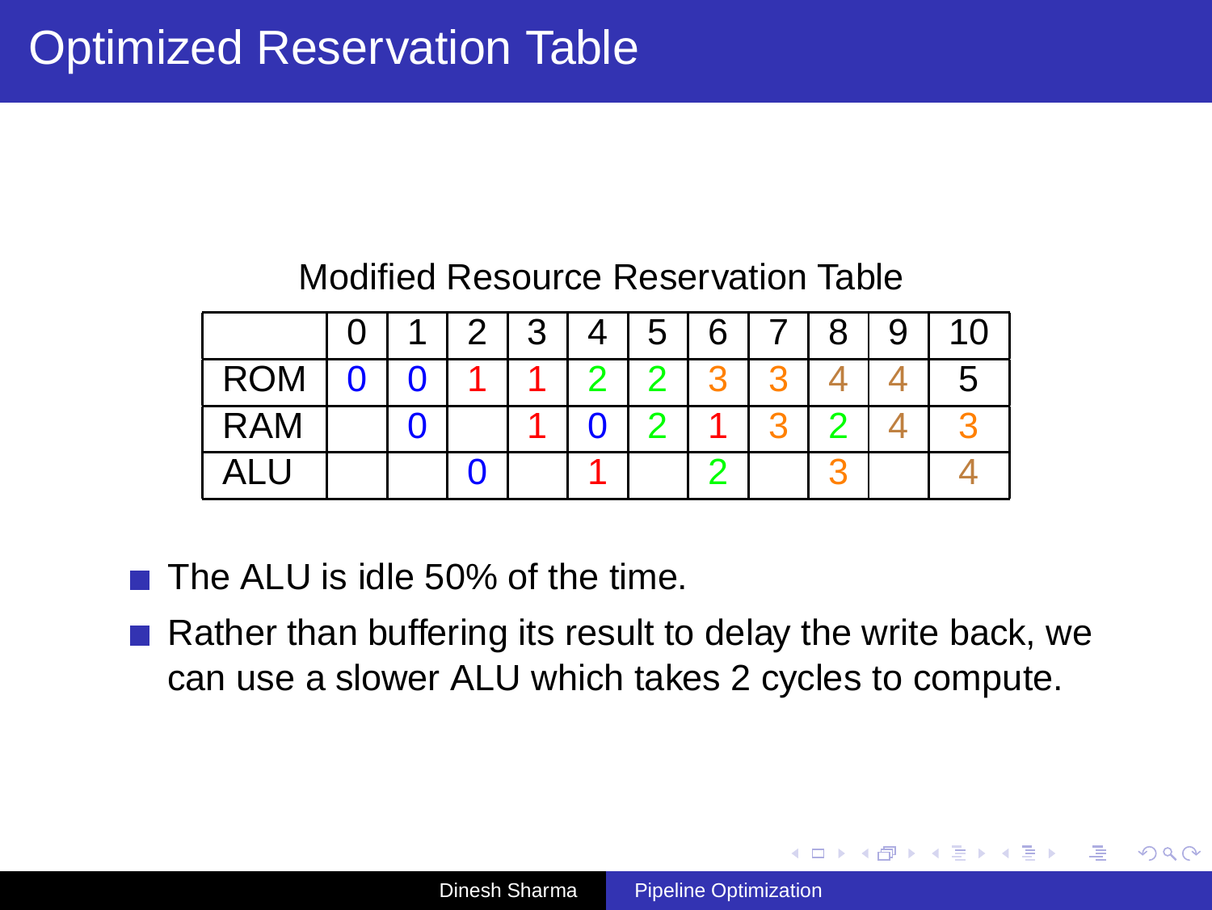# Optimized Reservation Table

Modified Resource Reservation Table

| | 0 | 1 | 2 | 3 | 4 | 5 | 6 | 7 | 8 | 9 | 10 |
|---|---|---|---|---|---|---|---|---|---|---|---|
| ROM | 0 | 0 | 1 | 1 | 2 | 2 | 3 | 3 | 4 | 4 | 5 |
| RAM | | 0 | | 1 | 0 | 2 | 1 | 3 | 2 | 4 | 3 |
| ALU | | | 0 | | 1 | | 2 | | 3 | | 4 |

- The ALU is idle 50% of the time.
- Rather than buffering its result to delay the write back, we can use a slower ALU which takes 2 cycles to compute.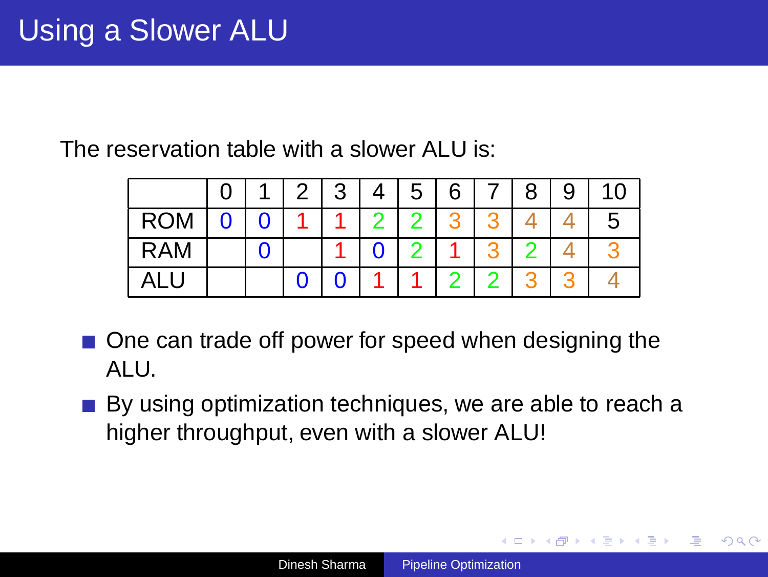# Using a Slower ALU

The reservation table with a slower ALU is:

| | 0 | 1 | 2 | 3 | 4 | 5 | 6 | 7 | 8 | 9 | 10 |
|---|---|---|---|---|---|---|---|---|---|---|---|
| ROM | 0 | 0 | 1 | 1 | 2 | 2 | 3 | 3 | 4 | 4 | 5 |
| RAM | | 0 | | 1 | 0 | 2 | 1 | 3 | 2 | 4 | 3 |
| ALU | | | 0 | 0 | 1 | 1 | 2 | 2 | 3 | 3 | 4 |

- One can trade off power for speed when designing the ALU.
- By using optimization techniques, we are able to reach a higher throughput, even with a slower ALU!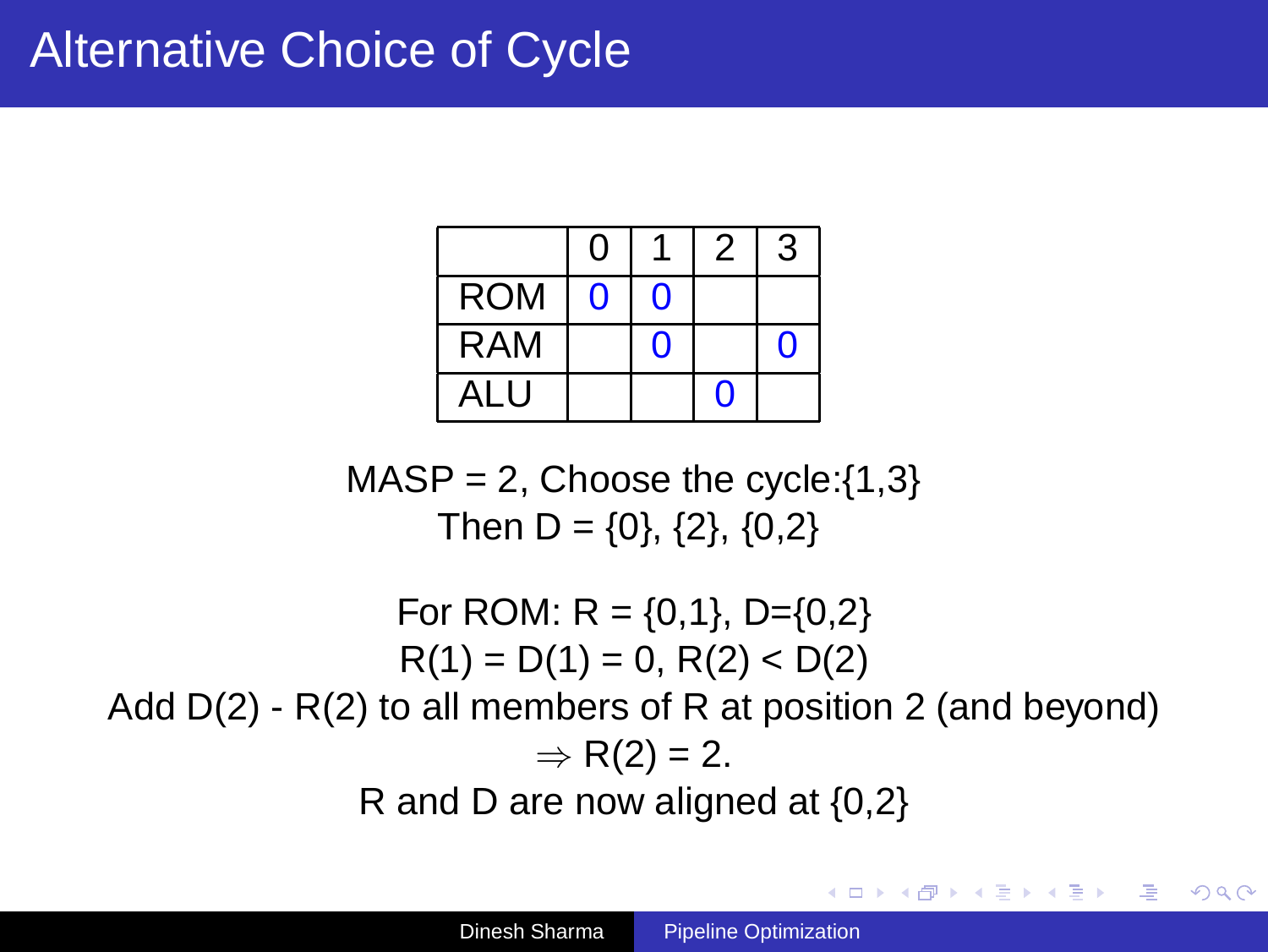# Alternative Choice of Cycle

| | 0 | 1 | 2 | 3 |
|---|---|---|---|---|
| ROM | 0 | 0 | | |
| RAM | | 0 | | 0 |
| ALU | | | 0 | |

MASP = 2, Choose the cycle:{1,3}

Then D = {0}, {2}, {0,2}

For ROM: R = {0,1}, D={0,2}

R(1) = D(1) = 0, R(2) < D(2)

Add D(2) - R(2) to all members of R at position 2 (and beyond)

$\Rightarrow$ R(2) = 2.

R and D are now aligned at {0,2}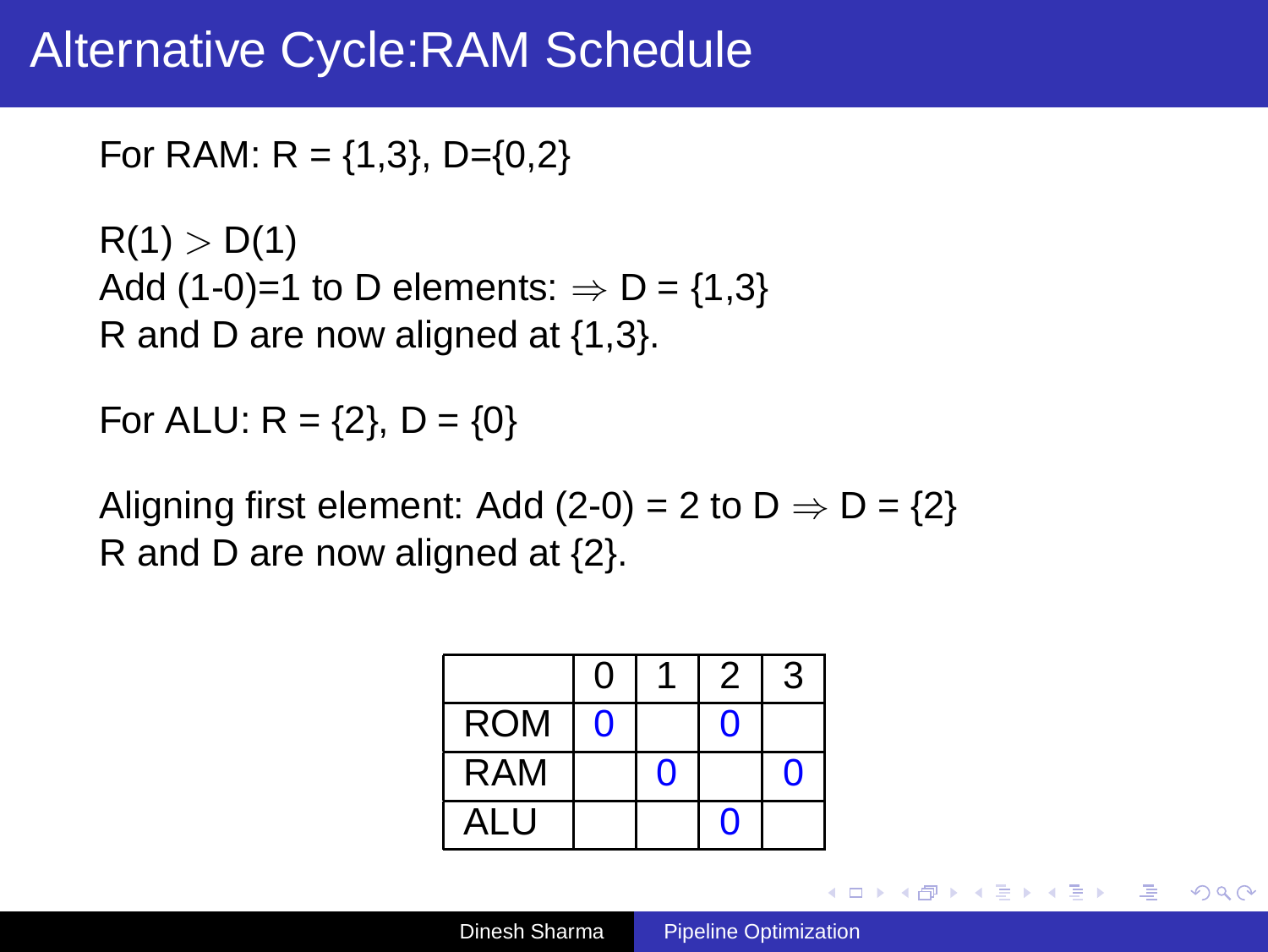# Alternative Cycle:RAM Schedule

For RAM: R = {1,3}, D={0,2}

R(1) $>$ D(1)
Add (1-0)=1 to D elements: $\Rightarrow$ D = {1,3}
R and D are now aligned at {1,3}.

For ALU: R = {2}, D = {0}

Aligning first element: Add (2-0) = 2 to D $\Rightarrow$ D = {2}
R and D are now aligned at {2}.

| | 0 | 1 | 2 | 3 |
|---|---|---|---|---|
| ROM | 0 | | 0 | |
| RAM | | 0 | | 0 |
| ALU | | | 0 | |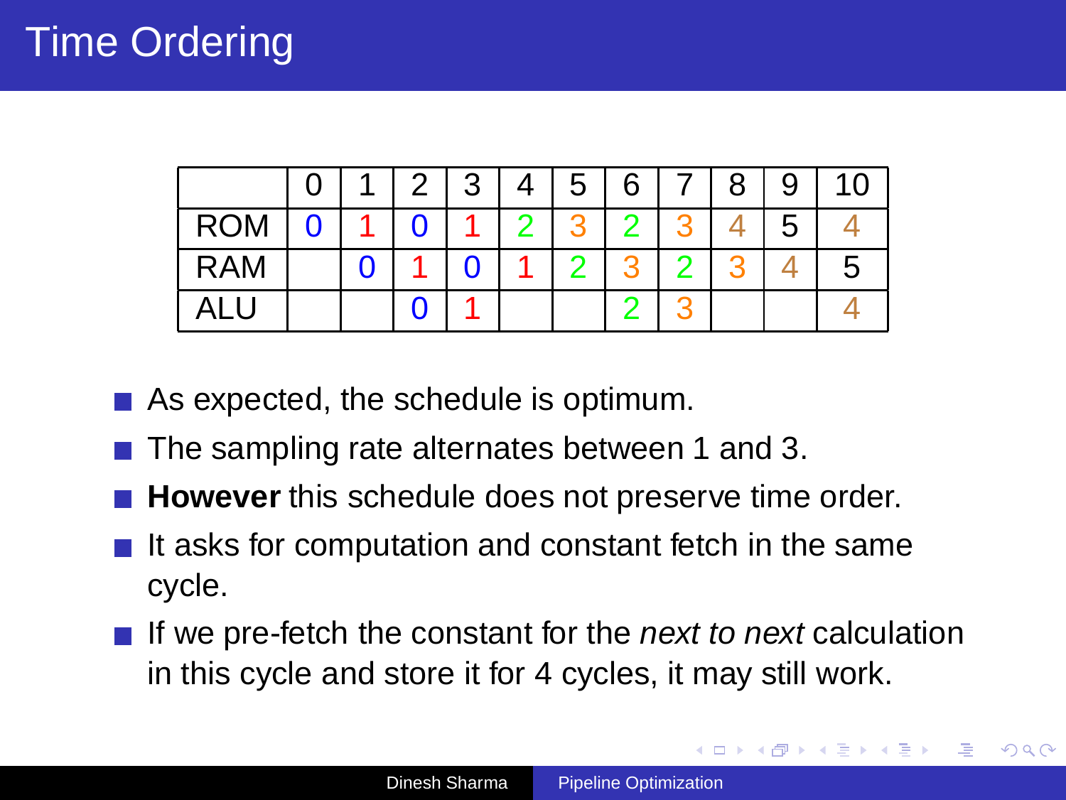# Time Ordering

| | 0 | 1 | 2 | 3 | 4 | 5 | 6 | 7 | 8 | 9 | 10 |
|---|---|---|---|---|---|---|---|---|---|---|---|
| ROM | 0 | 1 | 0 | 1 | 2 | 3 | 2 | 3 | 4 | 5 | 4 |
| RAM | | 0 | 1 | 0 | 1 | 2 | 3 | 2 | 3 | 4 | 5 |
| ALU | | | 0 | 1 | | | 2 | 3 | | | 4 |

- As expected, the schedule is optimum.
- The sampling rate alternates between 1 and 3.
- **However** this schedule does not preserve time order.
- It asks for computation and constant fetch in the same cycle.
- If we pre-fetch the constant for the *next to next* calculation in this cycle and store it for 4 cycles, it may still work.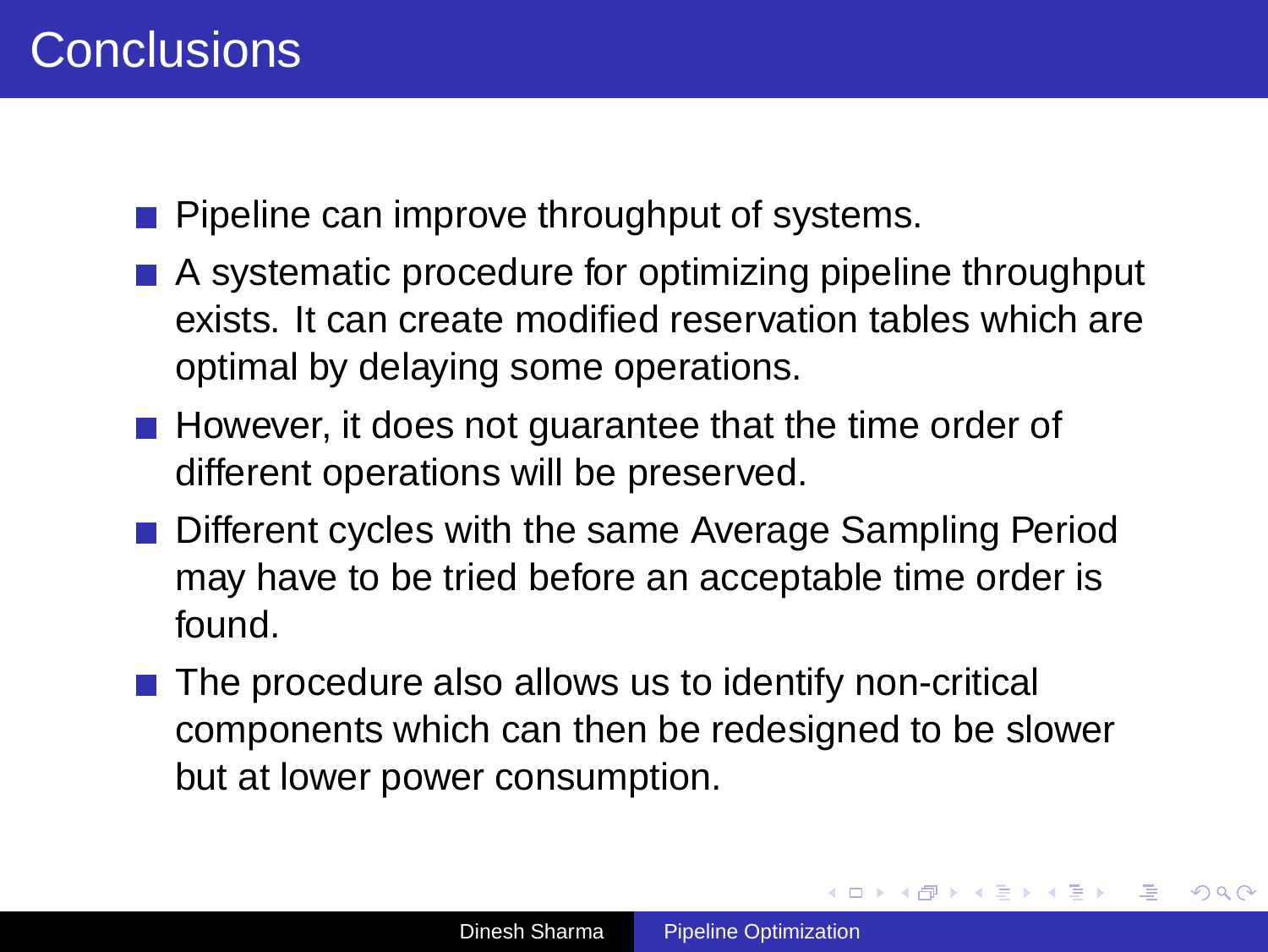# Conclusions

- Pipeline can improve throughput of systems.
- A systematic procedure for optimizing pipeline throughput exists. It can create modified reservation tables which are optimal by delaying some operations.
- However, it does not guarantee that the time order of different operations will be preserved.
- Different cycles with the same Average Sampling Period may have to be tried before an acceptable time order is found.
- The procedure also allows us to identify non-critical components which can then be redesigned to be slower but at lower power consumption.